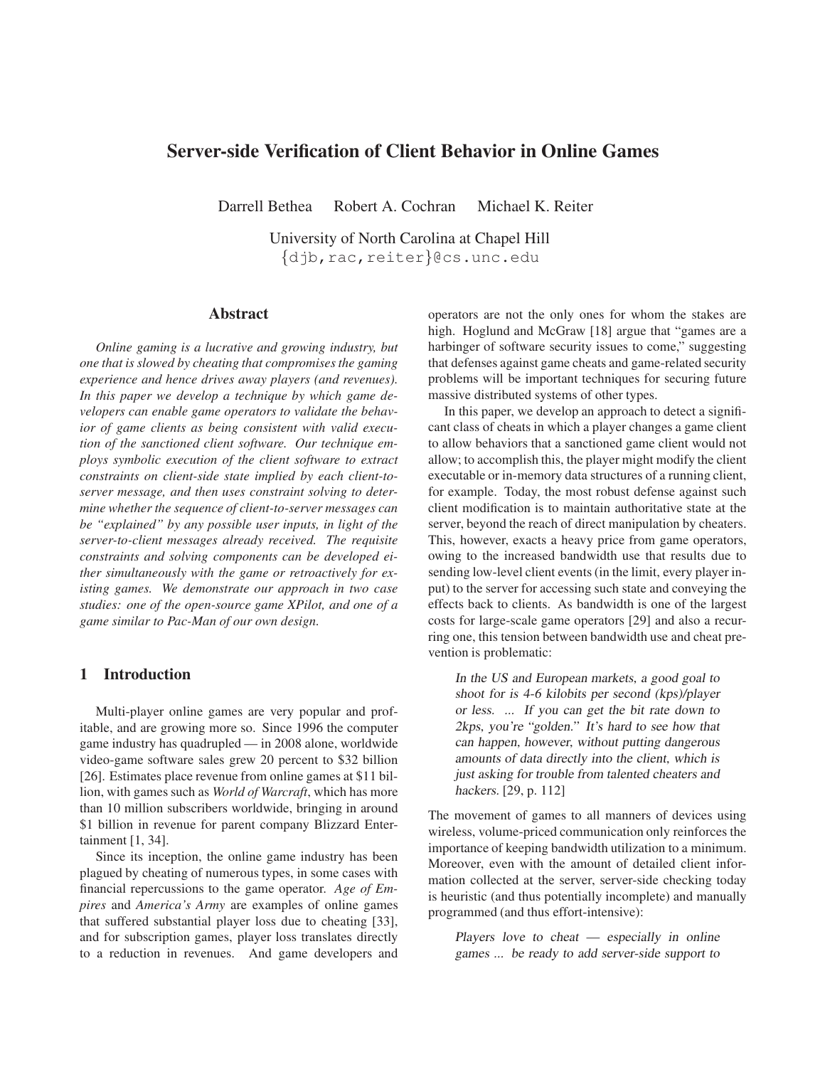# Server-side Verification of Client Behavior in Online Games

Darrell Bethea Robert A. Cochran Michael K. Reiter

University of North Carolina at Chapel Hill
{djb,rac,reiter}@cs.unc.edu

## Abstract

*Online gaming is a lucrative and growing industry, but one that is slowed by cheating that compromises the gaming experience and hence drives away players (and revenues). In this paper we develop a technique by which game developers can enable game operators to validate the behavior of game clients as being consistent with valid execution of the sanctioned client software. Our technique employs symbolic execution of the client software to extract constraints on client-side state implied by each client-to-server message, and then uses constraint solving to determine whether the sequence of client-to-server messages can be "explained" by any possible user inputs, in light of the server-to-client messages already received. The requisite constraints and solving components can be developed either simultaneously with the game or retroactively for existing games. We demonstrate our approach in two case studies: one of the open-source game XPilot, and one of a game similar to Pac-Man of our own design.*

## 1 Introduction

Multi-player online games are very popular and profitable, and are growing more so. Since 1996 the computer game industry has quadrupled — in 2008 alone, worldwide video-game software sales grew 20 percent to \$32 billion [26]. Estimates place revenue from online games at \$11 billion, with games such as *World of Warcraft*, which has more than 10 million subscribers worldwide, bringing in around \$1 billion in revenue for parent company Blizzard Entertainment [1, 34].

Since its inception, the online game industry has been plagued by cheating of numerous types, in some cases with financial repercussions to the game operator. *Age of Empires* and *America's Army* are examples of online games that suffered substantial player loss due to cheating [33], and for subscription games, player loss translates directly to a reduction in revenues. And game developers and operators are not the only ones for whom the stakes are high. Hoglund and McGraw [18] argue that "games are a harbinger of software security issues to come," suggesting that defenses against game cheats and game-related security problems will be important techniques for securing future massive distributed systems of other types.

In this paper, we develop an approach to detect a significant class of cheats in which a player changes a game client to allow behaviors that a sanctioned game client would not allow; to accomplish this, the player might modify the client executable or in-memory data structures of a running client, for example. Today, the most robust defense against such client modification is to maintain authoritative state at the server, beyond the reach of direct manipulation by cheaters. This, however, exacts a heavy price from game operators, owing to the increased bandwidth use that results due to sending low-level client events (in the limit, every player input) to the server for accessing such state and conveying the effects back to clients. As bandwidth is one of the largest costs for large-scale game operators [29] and also a recurring one, this tension between bandwidth use and cheat prevention is problematic:

> In the US and European markets, a good goal to shoot for is 4-6 kilobits per second (kps)/player or less. ... If you can get the bit rate down to 2kps, you're "golden." It's hard to see how that can happen, however, without putting dangerous amounts of data directly into the client, which is just asking for trouble from talented cheaters and hackers. [29, p. 112]

The movement of games to all manners of devices using wireless, volume-priced communication only reinforces the importance of keeping bandwidth utilization to a minimum. Moreover, even with the amount of detailed client information collected at the server, server-side checking today is heuristic (and thus potentially incomplete) and manually programmed (and thus effort-intensive):

> Players love to cheat — especially in online games ... be ready to add server-side support to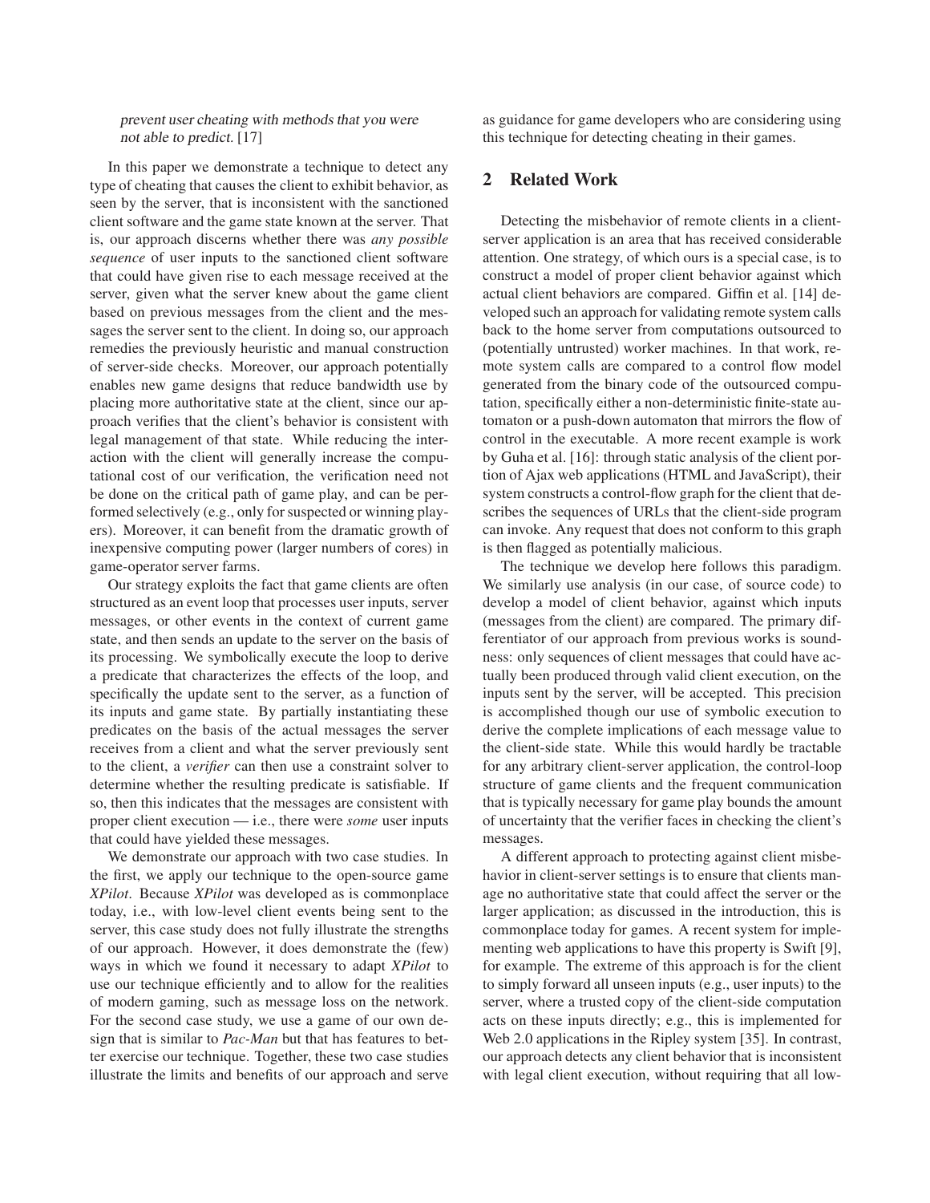*prevent user cheating with methods that you were not able to predict.* [17]

In this paper we demonstrate a technique to detect any type of cheating that causes the client to exhibit behavior, as seen by the server, that is inconsistent with the sanctioned client software and the game state known at the server. That is, our approach discerns whether there was *any possible sequence* of user inputs to the sanctioned client software that could have given rise to each message received at the server, given what the server knew about the game client based on previous messages from the client and the messages the server sent to the client. In doing so, our approach remedies the previously heuristic and manual construction of server-side checks. Moreover, our approach potentially enables new game designs that reduce bandwidth use by placing more authoritative state at the client, since our approach verifies that the client's behavior is consistent with legal management of that state. While reducing the interaction with the client will generally increase the computational cost of our verification, the verification need not be done on the critical path of game play, and can be performed selectively (e.g., only for suspected or winning players). Moreover, it can benefit from the dramatic growth of inexpensive computing power (larger numbers of cores) in game-operator server farms.

Our strategy exploits the fact that game clients are often structured as an event loop that processes user inputs, server messages, or other events in the context of current game state, and then sends an update to the server on the basis of its processing. We symbolically execute the loop to derive a predicate that characterizes the effects of the loop, and specifically the update sent to the server, as a function of its inputs and game state. By partially instantiating these predicates on the basis of the actual messages the server receives from a client and what the server previously sent to the client, a *verifier* can then use a constraint solver to determine whether the resulting predicate is satisfiable. If so, then this indicates that the messages are consistent with proper client execution — i.e., there were *some* user inputs that could have yielded these messages.

We demonstrate our approach with two case studies. In the first, we apply our technique to the open-source game *XPilot*. Because *XPilot* was developed as is commonplace today, i.e., with low-level client events being sent to the server, this case study does not fully illustrate the strengths of our approach. However, it does demonstrate the (few) ways in which we found it necessary to adapt *XPilot* to use our technique efficiently and to allow for the realities of modern gaming, such as message loss on the network. For the second case study, we use a game of our own design that is similar to *Pac-Man* but that has features to better exercise our technique. Together, these two case studies illustrate the limits and benefits of our approach and serve as guidance for game developers who are considering using this technique for detecting cheating in their games.

## 2 Related Work

Detecting the misbehavior of remote clients in a client-server application is an area that has received considerable attention. One strategy, of which ours is a special case, is to construct a model of proper client behavior against which actual client behaviors are compared. Giffin et al. [14] developed such an approach for validating remote system calls back to the home server from computations outsourced to (potentially untrusted) worker machines. In that work, remote system calls are compared to a control flow model generated from the binary code of the outsourced computation, specifically either a non-deterministic finite-state automaton or a push-down automaton that mirrors the flow of control in the executable. A more recent example is work by Guha et al. [16]: through static analysis of the client portion of Ajax web applications (HTML and JavaScript), their system constructs a control-flow graph for the client that describes the sequences of URLs that the client-side program can invoke. Any request that does not conform to this graph is then flagged as potentially malicious.

The technique we develop here follows this paradigm. We similarly use analysis (in our case, of source code) to develop a model of client behavior, against which inputs (messages from the client) are compared. The primary differentiator of our approach from previous works is soundness: only sequences of client messages that could have actually been produced through valid client execution, on the inputs sent by the server, will be accepted. This precision is accomplished though our use of symbolic execution to derive the complete implications of each message value to the client-side state. While this would hardly be tractable for any arbitrary client-server application, the control-loop structure of game clients and the frequent communication that is typically necessary for game play bounds the amount of uncertainty that the verifier faces in checking the client's messages.

A different approach to protecting against client misbehavior in client-server settings is to ensure that clients manage no authoritative state that could affect the server or the larger application; as discussed in the introduction, this is commonplace today for games. A recent system for implementing web applications to have this property is Swift [9], for example. The extreme of this approach is for the client to simply forward all unseen inputs (e.g., user inputs) to the server, where a trusted copy of the client-side computation acts on these inputs directly; e.g., this is implemented for Web 2.0 applications in the Ripley system [35]. In contrast, our approach detects any client behavior that is inconsistent with legal client execution, without requiring that all low-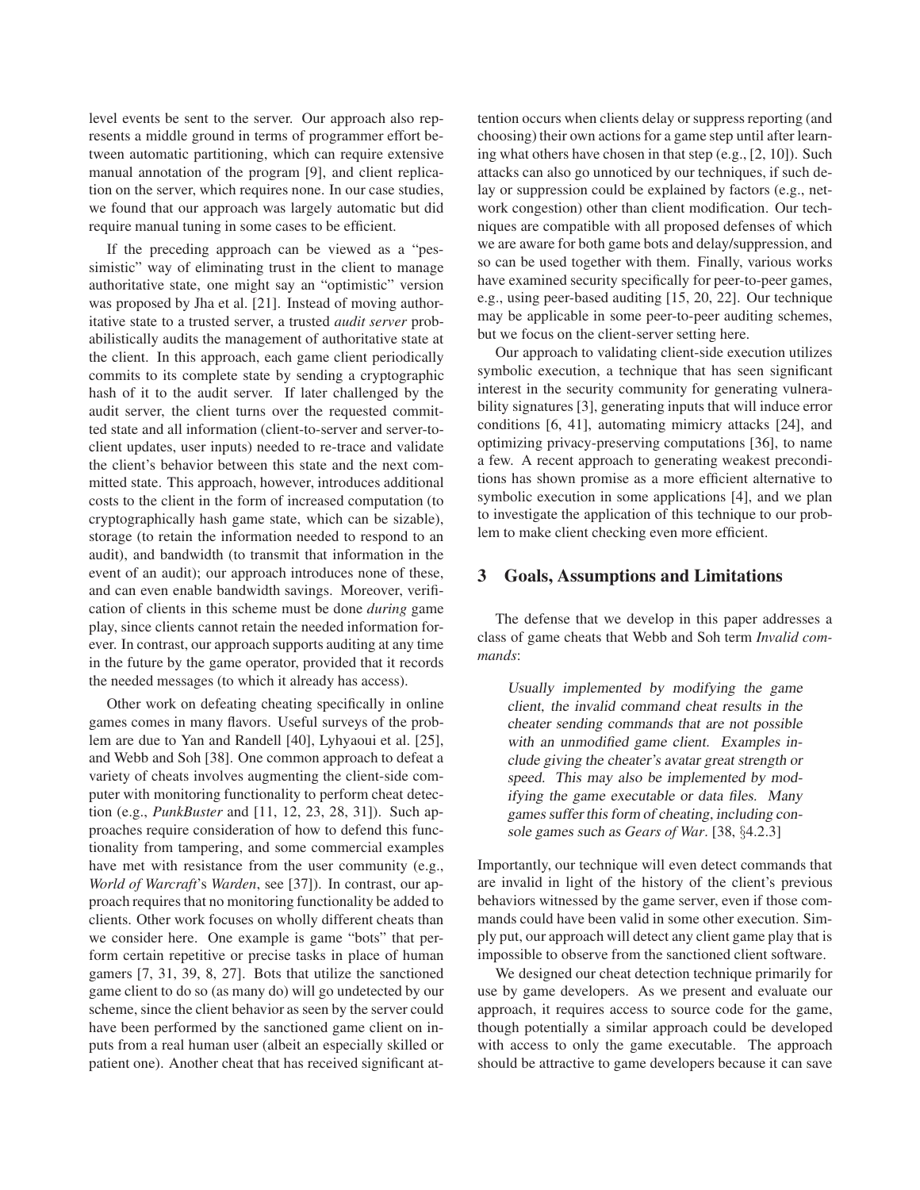level events be sent to the server. Our approach also represents a middle ground in terms of programmer effort between automatic partitioning, which can require extensive manual annotation of the program [9], and client replication on the server, which requires none. In our case studies, we found that our approach was largely automatic but did require manual tuning in some cases to be efficient.

If the preceding approach can be viewed as a "pessimistic" way of eliminating trust in the client to manage authoritative state, one might say an "optimistic" version was proposed by Jha et al. [21]. Instead of moving authoritative state to a trusted server, a trusted *audit server* probabilistically audits the management of authoritative state at the client. In this approach, each game client periodically commits to its complete state by sending a cryptographic hash of it to the audit server. If later challenged by the audit server, the client turns over the requested committed state and all information (client-to-server and server-to-client updates, user inputs) needed to re-trace and validate the client's behavior between this state and the next committed state. This approach, however, introduces additional costs to the client in the form of increased computation (to cryptographically hash game state, which can be sizable), storage (to retain the information needed to respond to an audit), and bandwidth (to transmit that information in the event of an audit); our approach introduces none of these, and can even enable bandwidth savings. Moreover, verification of clients in this scheme must be done *during* game play, since clients cannot retain the needed information forever. In contrast, our approach supports auditing at any time in the future by the game operator, provided that it records the needed messages (to which it already has access).

Other work on defeating cheating specifically in online games comes in many flavors. Useful surveys of the problem are due to Yan and Randell [40], Lyhyaoui et al. [25], and Webb and Soh [38]. One common approach to defeat a variety of cheats involves augmenting the client-side computer with monitoring functionality to perform cheat detection (e.g., *PunkBuster* and [11, 12, 23, 28, 31]). Such approaches require consideration of how to defend this functionality from tampering, and some commercial examples have met with resistance from the user community (e.g., *World of Warcraft*'s *Warden*, see [37]). In contrast, our approach requires that no monitoring functionality be added to clients. Other work focuses on wholly different cheats than we consider here. One example is game "bots" that perform certain repetitive or precise tasks in place of human gamers [7, 31, 39, 8, 27]. Bots that utilize the sanctioned game client to do so (as many do) will go undetected by our scheme, since the client behavior as seen by the server could have been performed by the sanctioned game client on inputs from a real human user (albeit an especially skilled or patient one). Another cheat that has received significant attention occurs when clients delay or suppress reporting (and choosing) their own actions for a game step until after learning what others have chosen in that step (e.g., [2, 10]). Such attacks can also go unnoticed by our techniques, if such delay or suppression could be explained by factors (e.g., network congestion) other than client modification. Our techniques are compatible with all proposed defenses of which we are aware for both game bots and delay/suppression, and so can be used together with them. Finally, various works have examined security specifically for peer-to-peer games, e.g., using peer-based auditing [15, 20, 22]. Our technique may be applicable in some peer-to-peer auditing schemes, but we focus on the client-server setting here.

Our approach to validating client-side execution utilizes symbolic execution, a technique that has seen significant interest in the security community for generating vulnerability signatures [3], generating inputs that will induce error conditions [6, 41], automating mimicry attacks [24], and optimizing privacy-preserving computations [36], to name a few. A recent approach to generating weakest preconditions has shown promise as a more efficient alternative to symbolic execution in some applications [4], and we plan to investigate the application of this technique to our problem to make client checking even more efficient.

## 3 Goals, Assumptions and Limitations

The defense that we develop in this paper addresses a class of game cheats that Webb and Soh term *Invalid commands*:

> Usually implemented by modifying the game client, the invalid command cheat results in the cheater sending commands that are not possible with an unmodified game client. Examples include giving the cheater's avatar great strength or speed. This may also be implemented by modifying the game executable or data files. Many games suffer this form of cheating, including console games such as *Gears of War*. [38, §4.2.3]

Importantly, our technique will even detect commands that are invalid in light of the history of the client's previous behaviors witnessed by the game server, even if those commands could have been valid in some other execution. Simply put, our approach will detect any client game play that is impossible to observe from the sanctioned client software.

We designed our cheat detection technique primarily for use by game developers. As we present and evaluate our approach, it requires access to source code for the game, though potentially a similar approach could be developed with access to only the game executable. The approach should be attractive to game developers because it can save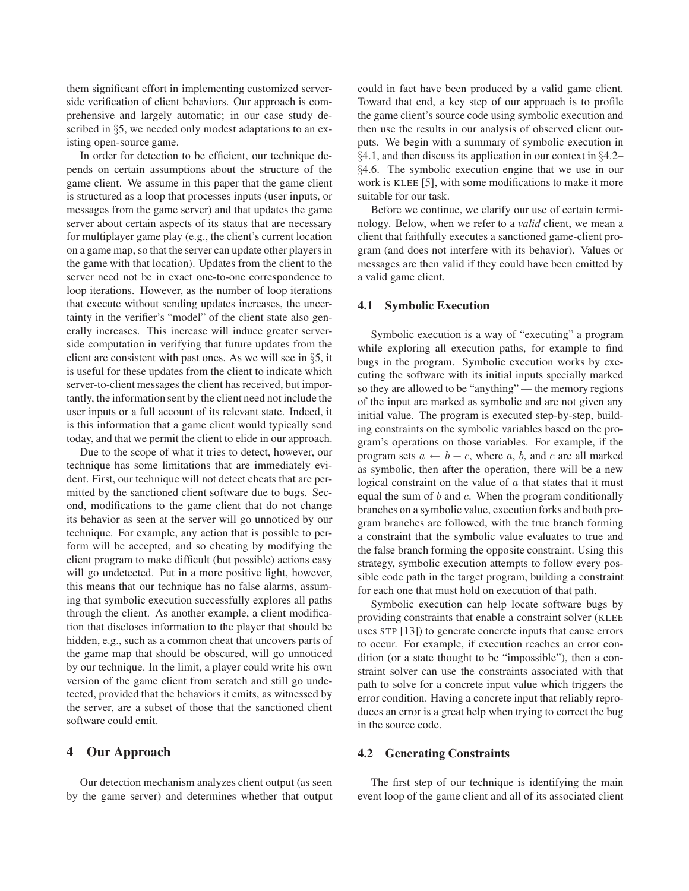them significant effort in implementing customized server-side verification of client behaviors. Our approach is comprehensive and largely automatic; in our case study described in §5, we needed only modest adaptations to an existing open-source game.

In order for detection to be efficient, our technique depends on certain assumptions about the structure of the game client. We assume in this paper that the game client is structured as a loop that processes inputs (user inputs, or messages from the game server) and that updates the game server about certain aspects of its status that are necessary for multiplayer game play (e.g., the client's current location on a game map, so that the server can update other players in the game with that location). Updates from the client to the server need not be in exact one-to-one correspondence to loop iterations. However, as the number of loop iterations that execute without sending updates increases, the uncertainty in the verifier's "model" of the client state also generally increases. This increase will induce greater server-side computation in verifying that future updates from the client are consistent with past ones. As we will see in §5, it is useful for these updates from the client to indicate which server-to-client messages the client has received, but importantly, the information sent by the client need not include the user inputs or a full account of its relevant state. Indeed, it is this information that a game client would typically send today, and that we permit the client to elide in our approach.

Due to the scope of what it tries to detect, however, our technique has some limitations that are immediately evident. First, our technique will not detect cheats that are permitted by the sanctioned client software due to bugs. Second, modifications to the game client that do not change its behavior as seen at the server will go unnoticed by our technique. For example, any action that is possible to perform will be accepted, and so cheating by modifying the client program to make difficult (but possible) actions easy will go undetected. Put in a more positive light, however, this means that our technique has no false alarms, assuming that symbolic execution successfully explores all paths through the client. As another example, a client modification that discloses information to the player that should be hidden, e.g., such as a common cheat that uncovers parts of the game map that should be obscured, will go unnoticed by our technique. In the limit, a player could write his own version of the game client from scratch and still go undetected, provided that the behaviors it emits, as witnessed by the server, are a subset of those that the sanctioned client software could emit.

## 4 Our Approach

Our detection mechanism analyzes client output (as seen by the game server) and determines whether that output could in fact have been produced by a valid game client. Toward that end, a key step of our approach is to profile the game client's source code using symbolic execution and then use the results in our analysis of observed client outputs. We begin with a summary of symbolic execution in §4.1, and then discuss its application in our context in §4.2–§4.6. The symbolic execution engine that we use in our work is KLEE [5], with some modifications to make it more suitable for our task.

Before we continue, we clarify our use of certain terminology. Below, when we refer to a *valid* client, we mean a client that faithfully executes a sanctioned game-client program (and does not interfere with its behavior). Values or messages are then valid if they could have been emitted by a valid game client.

### 4.1 Symbolic Execution

Symbolic execution is a way of "executing" a program while exploring all execution paths, for example to find bugs in the program. Symbolic execution works by executing the software with its initial inputs specially marked so they are allowed to be "anything" — the memory regions of the input are marked as symbolic and are not given any initial value. The program is executed step-by-step, building constraints on the symbolic variables based on the program's operations on those variables. For example, if the program sets $a \leftarrow b + c$, where $a$, $b$, and $c$ are all marked as symbolic, then after the operation, there will be a new logical constraint on the value of $a$ that states that it must equal the sum of $b$ and $c$. When the program conditionally branches on a symbolic value, execution forks and both program branches are followed, with the true branch forming a constraint that the symbolic value evaluates to true and the false branch forming the opposite constraint. Using this strategy, symbolic execution attempts to follow every possible code path in the target program, building a constraint for each one that must hold on execution of that path.

Symbolic execution can help locate software bugs by providing constraints that enable a constraint solver (KLEE uses STP [13]) to generate concrete inputs that cause errors to occur. For example, if execution reaches an error condition (or a state thought to be "impossible"), then a constraint solver can use the constraints associated with that path to solve for a concrete input value which triggers the error condition. Having a concrete input that reliably reproduces an error is a great help when trying to correct the bug in the source code.

### 4.2 Generating Constraints

The first step of our technique is identifying the main event loop of the game client and all of its associated client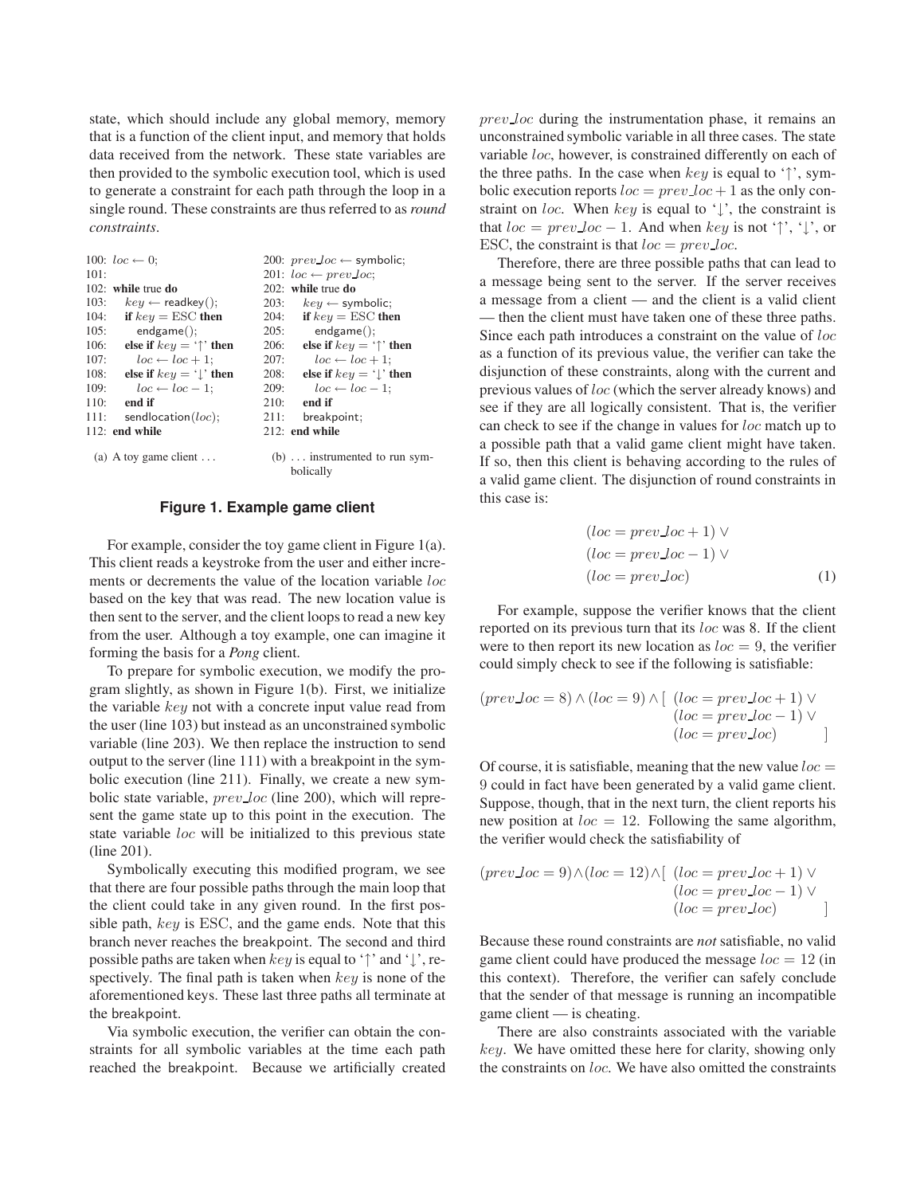state, which should include any global memory, memory that is a function of the client input, and memory that holds data received from the network. These state variables are then provided to the symbolic execution tool, which is used to generate a constraint for each path through the loop in a single round. These constraints are thus referred to as *round constraints*.

```
100: loc ← 0;
101:
102: while true do
103:     key ← readkey();
104:     if key = ESC then
105:         endgame();
106:     else if key = '↑' then
107:         loc ← loc + 1;
108:     else if key = '↓' then
109:         loc ← loc − 1;
110:     end if
111:     sendlocation(loc);
112: end while
```

(a) A toy game client . . .

```
200: prev_loc ← symbolic;
201: loc ← prev_loc;
202: while true do
203:     key ← symbolic;
204:     if key = ESC then
205:         endgame();
206:     else if key = '↑' then
207:         loc ← loc + 1;
208:     else if key = '↓' then
209:         loc ← loc − 1;
210:     end if
211:     breakpoint;
212: end while
```

(b) . . . instrumented to run symbolically

**Figure 1. Example game client**

For example, consider the toy game client in Figure 1(a). This client reads a keystroke from the user and either increments or decrements the value of the location variable $loc$ based on the key that was read. The new location value is then sent to the server, and the client loops to read a new key from the user. Although a toy example, one can imagine it forming the basis for a *Pong* client.

To prepare for symbolic execution, we modify the program slightly, as shown in Figure 1(b). First, we initialize the variable $key$ not with a concrete input value read from the user (line 103) but instead as an unconstrained symbolic variable (line 203). We then replace the instruction to send output to the server (line 111) with a breakpoint in the symbolic execution (line 211). Finally, we create a new symbolic state variable, $prev\_loc$ (line 200), which will represent the game state up to this point in the execution. The state variable $loc$ will be initialized to this previous state (line 201).

Symbolically executing this modified program, we see that there are four possible paths through the main loop that the client could take in any given round. In the first possible path, $key$ is ESC, and the game ends. Note that this branch never reaches the breakpoint. The second and third possible paths are taken when $key$ is equal to '↑' and '↓', respectively. The final path is taken when $key$ is none of the aforementioned keys. These last three paths all terminate at the breakpoint.

Via symbolic execution, the verifier can obtain the constraints for all symbolic variables at the time each path reached the breakpoint. Because we artificially created $prev\_loc$ during the instrumentation phase, it remains an unconstrained symbolic variable in all three cases. The state variable $loc$, however, is constrained differently on each of the three paths. In the case when $key$ is equal to '↑', symbolic execution reports $loc = prev\_loc + 1$ as the only constraint on $loc$. When $key$ is equal to '↓', the constraint is that $loc = prev\_loc - 1$. And when $key$ is not '↑', '↓', or ESC, the constraint is that $loc = prev\_loc$.

Therefore, there are three possible paths that can lead to a message being sent to the server. If the server receives a message from a client — and the client is a valid client — then the client must have taken one of these three paths. Since each path introduces a constraint on the value of $loc$ as a function of its previous value, the verifier can take the disjunction of these constraints, along with the current and previous values of $loc$ (which the server already knows) and see if they are all logically consistent. That is, the verifier can check to see if the change in values for $loc$ match up to a possible path that a valid game client might have taken. If so, then this client is behaving according to the rules of a valid game client. The disjunction of round constraints in this case is:

$$\begin{aligned}
&(loc = prev\_loc + 1) \vee \\
&(loc = prev\_loc - 1) \vee \\
&(loc = prev\_loc)
\end{aligned} \tag{1}$$

For example, suppose the verifier knows that the client reported on its previous turn that its $loc$ was 8. If the client were to then report its new location as $loc = 9$, the verifier could simply check to see if the following is satisfiable:

$$(prev\_loc = 8) \wedge (loc = 9) \wedge [\ (loc = prev\_loc + 1) \vee (loc = prev\_loc - 1) \vee (loc = prev\_loc)\ ]$$

Of course, it is satisfiable, meaning that the new value $loc = 9$ could in fact have been generated by a valid game client. Suppose, though, that in the next turn, the client reports his new position at $loc = 12$. Following the same algorithm, the verifier would check the satisfiability of

$$(prev\_loc = 9) \wedge (loc = 12) \wedge [\ (loc = prev\_loc + 1) \vee (loc = prev\_loc - 1) \vee (loc = prev\_loc)\ ]$$

Because these round constraints are *not* satisfiable, no valid game client could have produced the message $loc = 12$ (in this context). Therefore, the verifier can safely conclude that the sender of that message is running an incompatible game client — is cheating.

There are also constraints associated with the variable $key$. We have omitted these here for clarity, showing only the constraints on $loc$. We have also omitted the constraints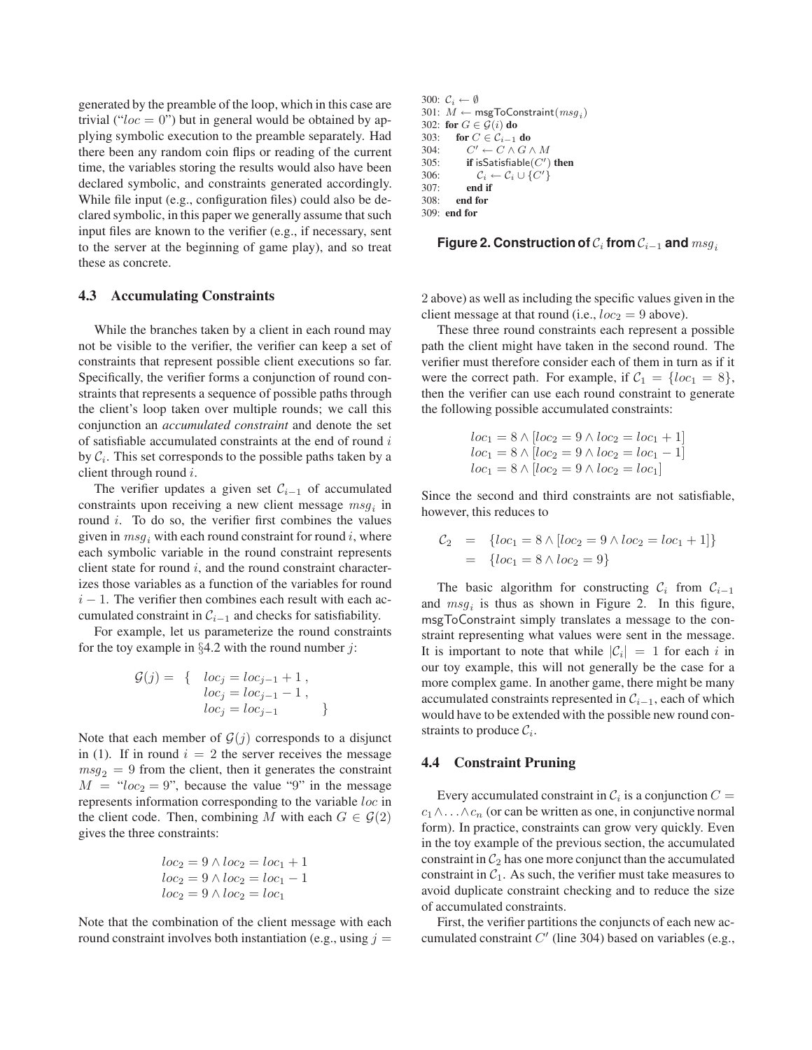generated by the preamble of the loop, which in this case are trivial ("$loc = 0$") but in general would be obtained by applying symbolic execution to the preamble separately. Had there been any random coin flips or reading of the current time, the variables storing the results would also have been declared symbolic, and constraints generated accordingly. While file input (e.g., configuration files) could also be declared symbolic, in this paper we generally assume that such input files are known to the verifier (e.g., if necessary, sent to the server at the beginning of game play), and so treat these as concrete.

### 4.3 Accumulating Constraints

While the branches taken by a client in each round may not be visible to the verifier, the verifier can keep a set of constraints that represent possible client executions so far. Specifically, the verifier forms a conjunction of round constraints that represents a sequence of possible paths through the client's loop taken over multiple rounds; we call this conjunction an *accumulated constraint* and denote the set of satisfiable accumulated constraints at the end of round $i$ by $\mathcal{C}_i$. This set corresponds to the possible paths taken by a client through round $i$.

The verifier updates a given set $\mathcal{C}_{i-1}$ of accumulated constraints upon receiving a new client message $msg_i$ in round $i$. To do so, the verifier first combines the values given in $msg_i$ with each round constraint for round $i$, where each symbolic variable in the round constraint represents client state for round $i$, and the round constraint characterizes those variables as a function of the variables for round $i-1$. The verifier then combines each result with each accumulated constraint in $\mathcal{C}_{i-1}$ and checks for satisfiability.

For example, let us parameterize the round constraints for the toy example in §4.2 with the round number $j$:

$$\mathcal{G}(j) = \{ \begin{array}{ll} loc_j = loc_{j-1} + 1\,, \\ loc_j = loc_{j-1} - 1\,, \\ loc_j = loc_{j-1} & \} \end{array}$$

Note that each member of $\mathcal{G}(j)$ corresponds to a disjunct in (1). If in round $i = 2$ the server receives the message $msg_2 = 9$ from the client, then it generates the constraint $M$ = "$loc_2 = 9$", because the value "9" in the message represents information corresponding to the variable $loc$ in the client code. Then, combining $M$ with each $G \in \mathcal{G}(2)$ gives the three constraints:

$$\begin{array}{l} loc_2 = 9 \wedge loc_2 = loc_1 + 1 \\ loc_2 = 9 \wedge loc_2 = loc_1 - 1 \\ loc_2 = 9 \wedge loc_2 = loc_1 \end{array}$$

Note that the combination of the client message with each round constraint involves both instantiation (e.g., using $j =$ 2 above) as well as including the specific values given in the client message at that round (i.e., $loc_2 = 9$ above).

These three round constraints each represent a possible path the client might have taken in the second round. The verifier must therefore consider each of them in turn as if it were the correct path. For example, if $\mathcal{C}_1 = \{loc_1 = 8\}$, then the verifier can use each round constraint to generate the following possible accumulated constraints:

$$\begin{array}{l} loc_1 = 8 \wedge [loc_2 = 9 \wedge loc_2 = loc_1 + 1] \\ loc_1 = 8 \wedge [loc_2 = 9 \wedge loc_2 = loc_1 - 1] \\ loc_1 = 8 \wedge [loc_2 = 9 \wedge loc_2 = loc_1] \end{array}$$

Since the second and third constraints are not satisfiable, however, this reduces to

$$\begin{array}{rcl} \mathcal{C}_2 & = & \{loc_1 = 8 \wedge [loc_2 = 9 \wedge loc_2 = loc_1 + 1]\} \\ & = & \{loc_1 = 8 \wedge loc_2 = 9\} \end{array}$$

The basic algorithm for constructing $\mathcal{C}_i$ from $\mathcal{C}_{i-1}$ and $msg_i$ is thus as shown in Figure 2. In this figure, msgToConstraint simply translates a message to the constraint representing what values were sent in the message. It is important to note that while $|\mathcal{C}_i| = 1$ for each $i$ in our toy example, this will not generally be the case for a more complex game. In another game, there might be many accumulated constraints represented in $\mathcal{C}_{i-1}$, each of which would have to be extended with the possible new round constraints to produce $\mathcal{C}_i$.

```
300: C_i ← ∅
301: M ← msgToConstraint(msg_i)
302: for G ∈ G(i) do
303:   for C ∈ C_{i−1} do
304:     C′ ← C ∧ G ∧ M
305:     if isSatisfiable(C′) then
306:       C_i ← C_i ∪ {C′}
307:     end if
308:   end for
309: end for
```

**Figure 2. Construction of $\mathcal{C}_i$ from $\mathcal{C}_{i-1}$ and $msg_i$**

### 4.4 Constraint Pruning

Every accumulated constraint in $\mathcal{C}_i$ is a conjunction $C = c_1 \wedge \ldots \wedge c_n$ (or can be written as one, in conjunctive normal form). In practice, constraints can grow very quickly. Even in the toy example of the previous section, the accumulated constraint in $\mathcal{C}_2$ has one more conjunct than the accumulated constraint in $\mathcal{C}_1$. As such, the verifier must take measures to avoid duplicate constraint checking and to reduce the size of accumulated constraints.

First, the verifier partitions the conjuncts of each new accumulated constraint $C'$ (line 304) based on variables (e.g.,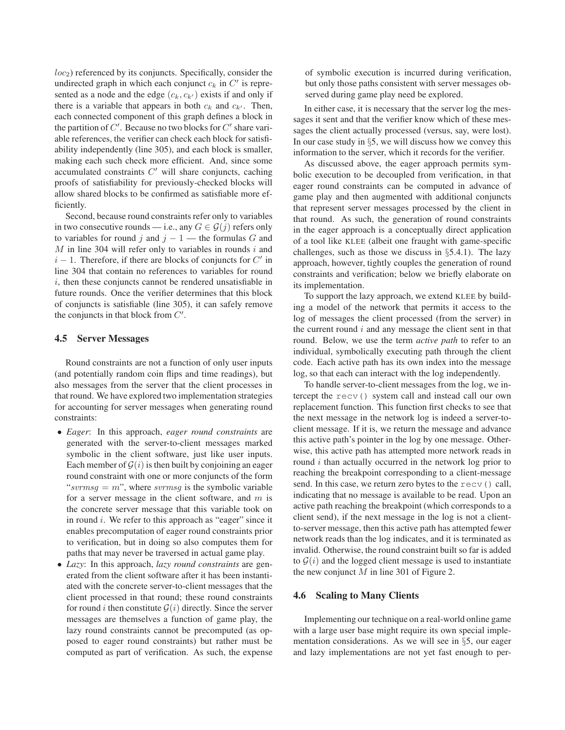$loc_2$) referenced by its conjuncts. Specifically, consider the undirected graph in which each conjunct $c_k$ in $C'$ is represented as a node and the edge $(c_k, c_{k'})$ exists if and only if there is a variable that appears in both $c_k$ and $c_{k'}$. Then, each connected component of this graph defines a block in the partition of $C'$. Because no two blocks for $C'$ share variable references, the verifier can check each block for satisfiability independently (line 305), and each block is smaller, making each such check more efficient. And, since some accumulated constraints $C'$ will share conjuncts, caching proofs of satisfiability for previously-checked blocks will allow shared blocks to be confirmed as satisfiable more efficiently.

Second, because round constraints refer only to variables in two consecutive rounds — i.e., any $G \in \mathcal{G}(j)$ refers only to variables for round $j$ and $j - 1$ — the formulas $G$ and $M$ in line 304 will refer only to variables in rounds $i$ and $i - 1$. Therefore, if there are blocks of conjuncts for $C'$ in line 304 that contain no references to variables for round $i$, then these conjuncts cannot be rendered unsatisfiable in future rounds. Once the verifier determines that this block of conjuncts is satisfiable (line 305), it can safely remove the conjuncts in that block from $C'$.

### 4.5 Server Messages

Round constraints are not a function of only user inputs (and potentially random coin flips and time readings), but also messages from the server that the client processes in that round. We have explored two implementation strategies for accounting for server messages when generating round constraints:

- *Eager*: In this approach, *eager round constraints* are generated with the server-to-client messages marked symbolic in the client software, just like user inputs. Each member of $\mathcal{G}(i)$ is then built by conjoining an eager round constraint with one or more conjuncts of the form "$svrmsg = m$", where $svrmsg$ is the symbolic variable for a server message in the client software, and $m$ is the concrete server message that this variable took on in round $i$. We refer to this approach as "eager" since it enables precomputation of eager round constraints prior to verification, but in doing so also computes them for paths that may never be traversed in actual game play.
- *Lazy*: In this approach, *lazy round constraints* are generated from the client software after it has been instantiated with the concrete server-to-client messages that the client processed in that round; these round constraints for round $i$ then constitute $\mathcal{G}(i)$ directly. Since the server messages are themselves a function of game play, the lazy round constraints cannot be precomputed (as opposed to eager round constraints) but rather must be computed as part of verification. As such, the expense of symbolic execution is incurred during verification, but only those paths consistent with server messages observed during game play need be explored.

In either case, it is necessary that the server log the messages it sent and that the verifier know which of these messages the client actually processed (versus, say, were lost). In our case study in §5, we will discuss how we convey this information to the server, which it records for the verifier.

As discussed above, the eager approach permits symbolic execution to be decoupled from verification, in that eager round constraints can be computed in advance of game play and then augmented with additional conjuncts that represent server messages processed by the client in that round. As such, the generation of round constraints in the eager approach is a conceptually direct application of a tool like KLEE (albeit one fraught with game-specific challenges, such as those we discuss in §5.4.1). The lazy approach, however, tightly couples the generation of round constraints and verification; below we briefly elaborate on its implementation.

To support the lazy approach, we extend KLEE by building a model of the network that permits it access to the log of messages the client processed (from the server) in the current round $i$ and any message the client sent in that round. Below, we use the term *active path* to refer to an individual, symbolically executing path through the client code. Each active path has its own index into the message log, so that each can interact with the log independently.

To handle server-to-client messages from the log, we intercept the `recv()` system call and instead call our own replacement function. This function first checks to see that the next message in the network log is indeed a server-to-client message. If it is, we return the message and advance this active path's pointer in the log by one message. Otherwise, this active path has attempted more network reads in round $i$ than actually occurred in the network log prior to reaching the breakpoint corresponding to a client-message send. In this case, we return zero bytes to the `recv()` call, indicating that no message is available to be read. Upon an active path reaching the breakpoint (which corresponds to a client send), if the next message in the log is not a client-to-server message, then this active path has attempted fewer network reads than the log indicates, and it is terminated as invalid. Otherwise, the round constraint built so far is added to $\mathcal{G}(i)$ and the logged client message is used to instantiate the new conjunct $M$ in line 301 of Figure 2.

### 4.6 Scaling to Many Clients

Implementing our technique on a real-world online game with a large user base might require its own special implementation considerations. As we will see in §5, our eager and lazy implementations are not yet fast enough to per-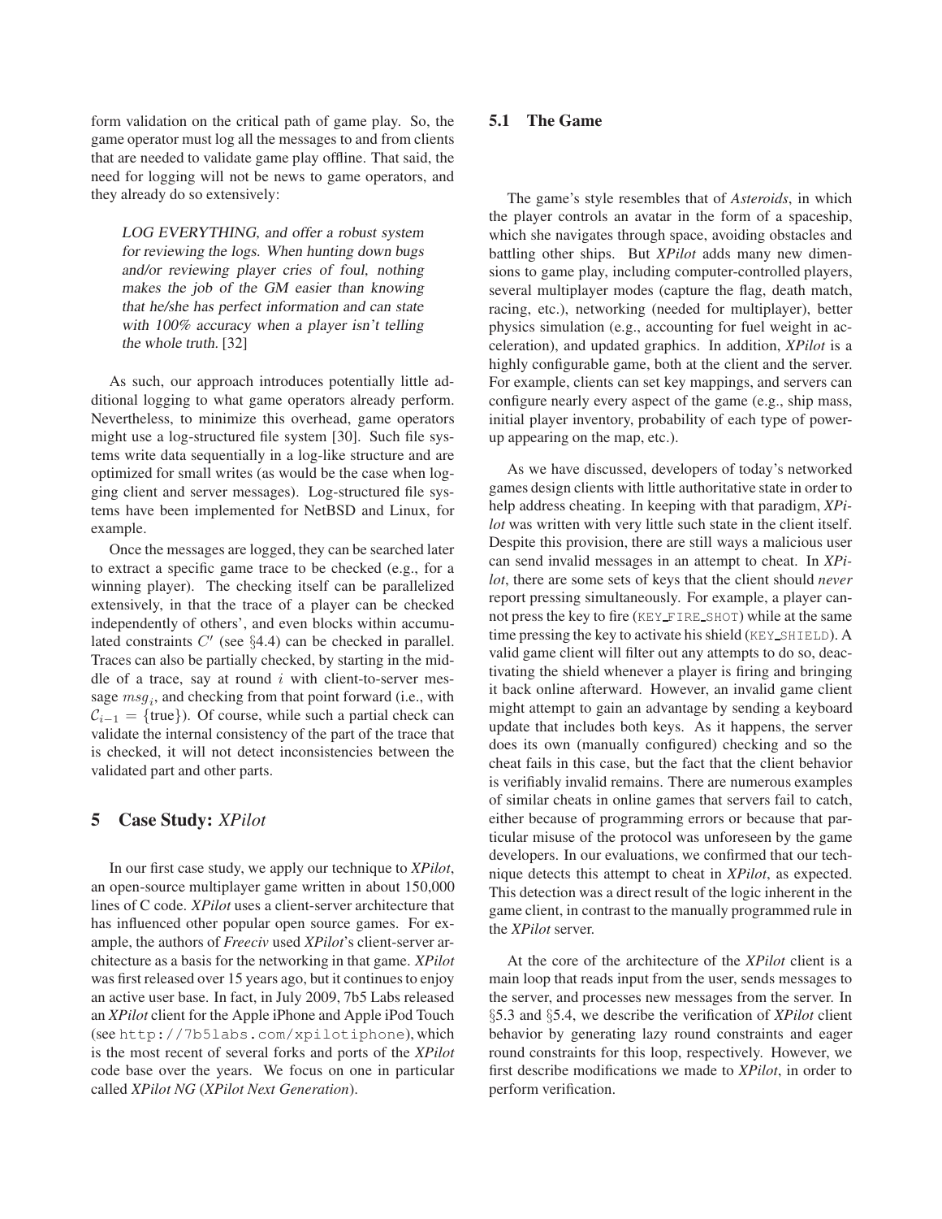form validation on the critical path of game play. So, the game operator must log all the messages to and from clients that are needed to validate game play offline. That said, the need for logging will not be news to game operators, and they already do so extensively:

> *LOG EVERYTHING, and offer a robust system for reviewing the logs. When hunting down bugs and/or reviewing player cries of foul, nothing makes the job of the GM easier than knowing that he/she has perfect information and can state with 100% accuracy when a player isn't telling the whole truth.* [32]

As such, our approach introduces potentially little additional logging to what game operators already perform. Nevertheless, to minimize this overhead, game operators might use a log-structured file system [30]. Such file systems write data sequentially in a log-like structure and are optimized for small writes (as would be the case when logging client and server messages). Log-structured file systems have been implemented for NetBSD and Linux, for example.

Once the messages are logged, they can be searched later to extract a specific game trace to be checked (e.g., for a winning player). The checking itself can be parallelized extensively, in that the trace of a player can be checked independently of others', and even blocks within accumulated constraints $C'$ (see §4.4) can be checked in parallel. Traces can also be partially checked, by starting in the middle of a trace, say at round $i$ with client-to-server message $msg_i$, and checking from that point forward (i.e., with $\mathcal{C}_{i-1} = \{\text{true}\}$). Of course, while such a partial check can validate the internal consistency of the part of the trace that is checked, it will not detect inconsistencies between the validated part and other parts.

# 5 Case Study: *XPilot*

In our first case study, we apply our technique to *XPilot*, an open-source multiplayer game written in about 150,000 lines of C code. *XPilot* uses a client-server architecture that has influenced other popular open source games. For example, the authors of *Freeciv* used *XPilot*'s client-server architecture as a basis for the networking in that game. *XPilot* was first released over 15 years ago, but it continues to enjoy an active user base. In fact, in July 2009, 7b5 Labs released an *XPilot* client for the Apple iPhone and Apple iPod Touch (see `http://7b5labs.com/xpilotiphone`), which is the most recent of several forks and ports of the *XPilot* code base over the years. We focus on one in particular called *XPilot NG* (*XPilot Next Generation*).

## 5.1 The Game

The game's style resembles that of *Asteroids*, in which the player controls an avatar in the form of a spaceship, which she navigates through space, avoiding obstacles and battling other ships. But *XPilot* adds many new dimensions to game play, including computer-controlled players, several multiplayer modes (capture the flag, death match, racing, etc.), networking (needed for multiplayer), better physics simulation (e.g., accounting for fuel weight in acceleration), and updated graphics. In addition, *XPilot* is a highly configurable game, both at the client and the server. For example, clients can set key mappings, and servers can configure nearly every aspect of the game (e.g., ship mass, initial player inventory, probability of each type of power-up appearing on the map, etc.).

As we have discussed, developers of today's networked games design clients with little authoritative state in order to help address cheating. In keeping with that paradigm, *XPilot* was written with very little such state in the client itself. Despite this provision, there are still ways a malicious user can send invalid messages in an attempt to cheat. In *XPilot*, there are some sets of keys that the client should *never* report pressing simultaneously. For example, a player cannot press the key to fire (`KEY_FIRE_SHOT`) while at the same time pressing the key to activate his shield (`KEY_SHIELD`). A valid game client will filter out any attempts to do so, deactivating the shield whenever a player is firing and bringing it back online afterward. However, an invalid game client might attempt to gain an advantage by sending a keyboard update that includes both keys. As it happens, the server does its own (manually configured) checking and so the cheat fails in this case, but the fact that the client behavior is verifiably invalid remains. There are numerous examples of similar cheats in online games that servers fail to catch, either because of programming errors or because that particular misuse of the protocol was unforeseen by the game developers. In our evaluations, we confirmed that our technique detects this attempt to cheat in *XPilot*, as expected. This detection was a direct result of the logic inherent in the game client, in contrast to the manually programmed rule in the *XPilot* server.

At the core of the architecture of the *XPilot* client is a main loop that reads input from the user, sends messages to the server, and processes new messages from the server. In §5.3 and §5.4, we describe the verification of *XPilot* client behavior by generating lazy round constraints and eager round constraints for this loop, respectively. However, we first describe modifications we made to *XPilot*, in order to perform verification.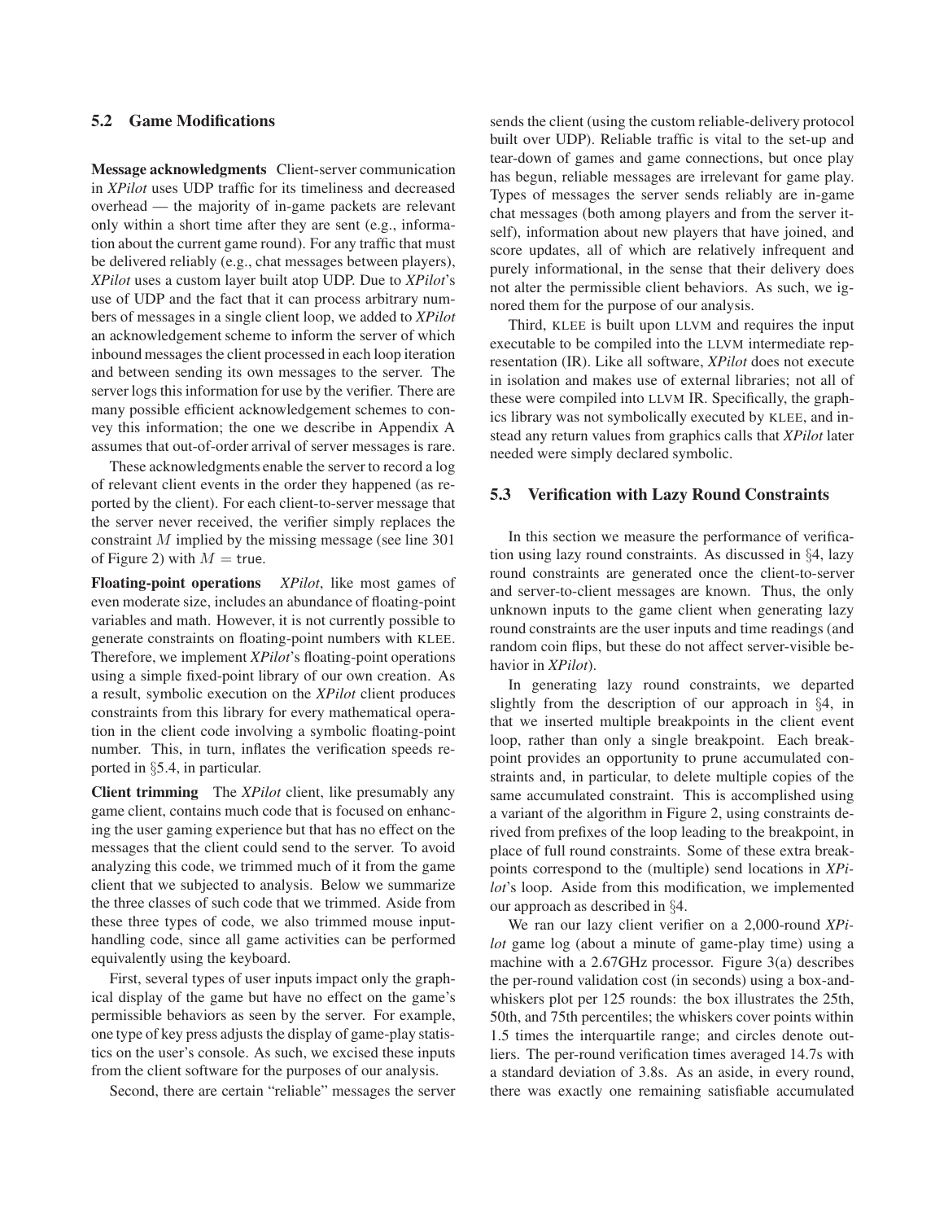### 5.2 Game Modifications

**Message acknowledgments** Client-server communication in *XPilot* uses UDP traffic for its timeliness and decreased overhead — the majority of in-game packets are relevant only within a short time after they are sent (e.g., information about the current game round). For any traffic that must be delivered reliably (e.g., chat messages between players), *XPilot* uses a custom layer built atop UDP. Due to *XPilot*'s use of UDP and the fact that it can process arbitrary numbers of messages in a single client loop, we added to *XPilot* an acknowledgement scheme to inform the server of which inbound messages the client processed in each loop iteration and between sending its own messages to the server. The server logs this information for use by the verifier. There are many possible efficient acknowledgement schemes to convey this information; the one we describe in Appendix A assumes that out-of-order arrival of server messages is rare.

These acknowledgments enable the server to record a log of relevant client events in the order they happened (as reported by the client). For each client-to-server message that the server never received, the verifier simply replaces the constraint $M$ implied by the missing message (see line 301 of Figure 2) with $M = \mathsf{true}$.

**Floating-point operations** *XPilot*, like most games of even moderate size, includes an abundance of floating-point variables and math. However, it is not currently possible to generate constraints on floating-point numbers with KLEE. Therefore, we implement *XPilot*'s floating-point operations using a simple fixed-point library of our own creation. As a result, symbolic execution on the *XPilot* client produces constraints from this library for every mathematical operation in the client code involving a symbolic floating-point number. This, in turn, inflates the verification speeds reported in §5.4, in particular.

**Client trimming** The *XPilot* client, like presumably any game client, contains much code that is focused on enhancing the user gaming experience but that has no effect on the messages that the client could send to the server. To avoid analyzing this code, we trimmed much of it from the game client that we subjected to analysis. Below we summarize the three classes of such code that we trimmed. Aside from these three types of code, we also trimmed mouse input-handling code, since all game activities can be performed equivalently using the keyboard.

First, several types of user inputs impact only the graphical display of the game but have no effect on the game's permissible behaviors as seen by the server. For example, one type of key press adjusts the display of game-play statistics on the user's console. As such, we excised these inputs from the client software for the purposes of our analysis.

Second, there are certain "reliable" messages the server sends the client (using the custom reliable-delivery protocol built over UDP). Reliable traffic is vital to the set-up and tear-down of games and game connections, but once play has begun, reliable messages are irrelevant for game play. Types of messages the server sends reliably are in-game chat messages (both among players and from the server itself), information about new players that have joined, and score updates, all of which are relatively infrequent and purely informational, in the sense that their delivery does not alter the permissible client behaviors. As such, we ignored them for the purpose of our analysis.

Third, KLEE is built upon LLVM and requires the input executable to be compiled into the LLVM intermediate representation (IR). Like all software, *XPilot* does not execute in isolation and makes use of external libraries; not all of these were compiled into LLVM IR. Specifically, the graphics library was not symbolically executed by KLEE, and instead any return values from graphics calls that *XPilot* later needed were simply declared symbolic.

### 5.3 Verification with Lazy Round Constraints

In this section we measure the performance of verification using lazy round constraints. As discussed in §4, lazy round constraints are generated once the client-to-server and server-to-client messages are known. Thus, the only unknown inputs to the game client when generating lazy round constraints are the user inputs and time readings (and random coin flips, but these do not affect server-visible behavior in *XPilot*).

In generating lazy round constraints, we departed slightly from the description of our approach in §4, in that we inserted multiple breakpoints in the client event loop, rather than only a single breakpoint. Each breakpoint provides an opportunity to prune accumulated constraints and, in particular, to delete multiple copies of the same accumulated constraint. This is accomplished using a variant of the algorithm in Figure 2, using constraints derived from prefixes of the loop leading to the breakpoint, in place of full round constraints. Some of these extra breakpoints correspond to the (multiple) send locations in *XPilot*'s loop. Aside from this modification, we implemented our approach as described in §4.

We ran our lazy client verifier on a 2,000-round *XPilot* game log (about a minute of game-play time) using a machine with a 2.67GHz processor. Figure 3(a) describes the per-round validation cost (in seconds) using a box-and-whiskers plot per 125 rounds: the box illustrates the 25th, 50th, and 75th percentiles; the whiskers cover points within 1.5 times the interquartile range; and circles denote outliers. The per-round verification times averaged 14.7s with a standard deviation of 3.8s. As an aside, in every round, there was exactly one remaining satisfiable accumulated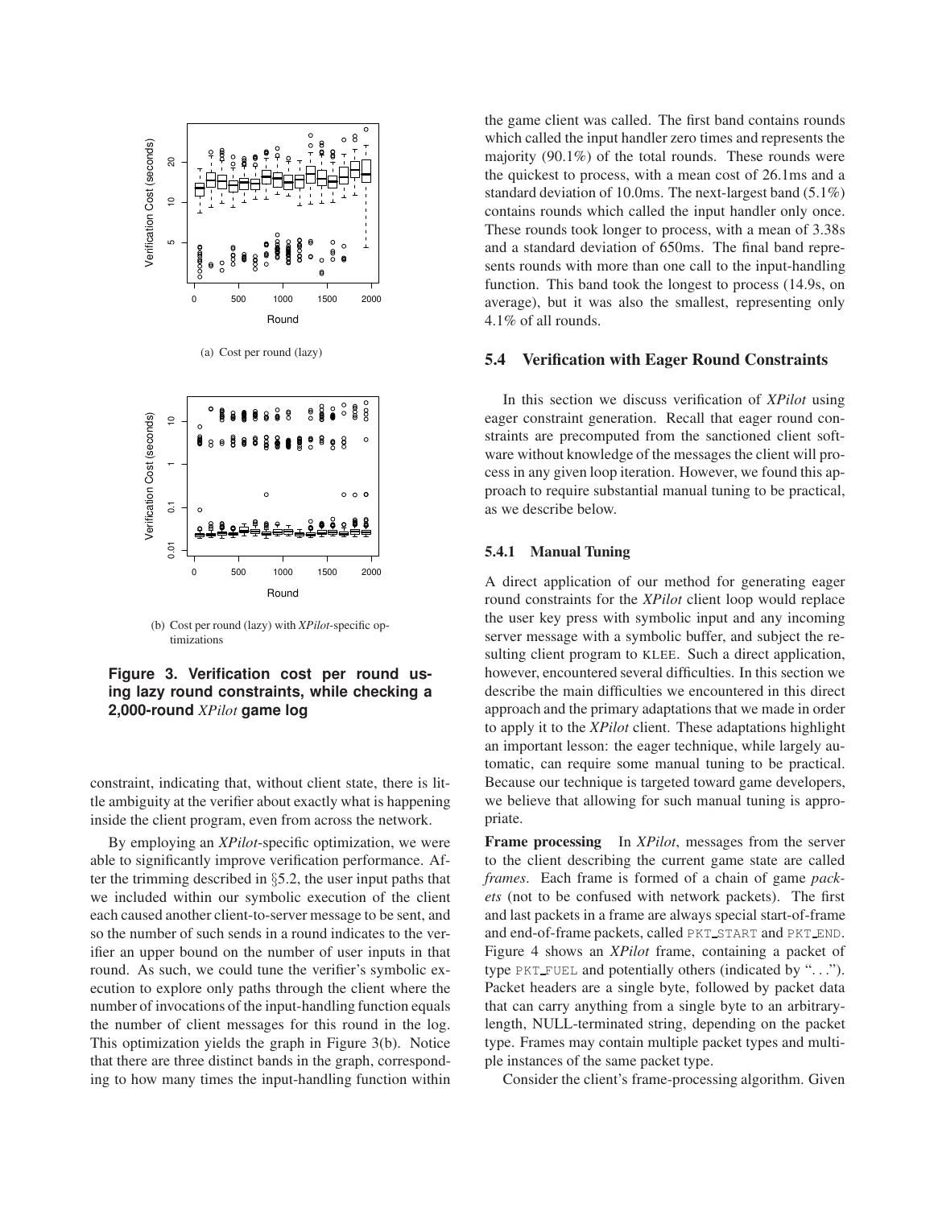(a) Cost per round (lazy)

(b) Cost per round (lazy) with *XPilot*-specific optimizations

**Figure 3. Verification cost per round using lazy round constraints, while checking a 2,000-round *XPilot* game log**

constraint, indicating that, without client state, there is little ambiguity at the verifier about exactly what is happening inside the client program, even from across the network.

By employing an *XPilot*-specific optimization, we were able to significantly improve verification performance. After the trimming described in §5.2, the user input paths that we included within our symbolic execution of the client each caused another client-to-server message to be sent, and so the number of such sends in a round indicates to the verifier an upper bound on the number of user inputs in that round. As such, we could tune the verifier's symbolic execution to explore only paths through the client where the number of invocations of the input-handling function equals the number of client messages for this round in the log. This optimization yields the graph in Figure 3(b). Notice that there are three distinct bands in the graph, corresponding to how many times the input-handling function within the game client was called. The first band contains rounds which called the input handler zero times and represents the majority (90.1%) of the total rounds. These rounds were the quickest to process, with a mean cost of 26.1ms and a standard deviation of 10.0ms. The next-largest band (5.1%) contains rounds which called the input handler only once. These rounds took longer to process, with a mean of 3.38s and a standard deviation of 650ms. The final band represents rounds with more than one call to the input-handling function. This band took the longest to process (14.9s, on average), but it was also the smallest, representing only 4.1% of all rounds.

## 5.4 Verification with Eager Round Constraints

In this section we discuss verification of *XPilot* using eager constraint generation. Recall that eager round constraints are precomputed from the sanctioned client software without knowledge of the messages the client will process in any given loop iteration. However, we found this approach to require substantial manual tuning to be practical, as we describe below.

### 5.4.1 Manual Tuning

A direct application of our method for generating eager round constraints for the *XPilot* client loop would replace the user key press with symbolic input and any incoming server message with a symbolic buffer, and subject the resulting client program to KLEE. Such a direct application, however, encountered several difficulties. In this section we describe the main difficulties we encountered in this direct approach and the primary adaptations that we made in order to apply it to the *XPilot* client. These adaptations highlight an important lesson: the eager technique, while largely automatic, can require some manual tuning to be practical. Because our technique is targeted toward game developers, we believe that allowing for such manual tuning is appropriate.

**Frame processing** In *XPilot*, messages from the server to the client describing the current game state are called *frames*. Each frame is formed of a chain of game *packets* (not to be confused with network packets). The first and last packets in a frame are always special start-of-frame and end-of-frame packets, called PKT_START and PKT_END. Figure 4 shows an *XPilot* frame, containing a packet of type PKT_FUEL and potentially others (indicated by "..."). Packet headers are a single byte, followed by packet data that can carry anything from a single byte to an arbitrary-length, NULL-terminated string, depending on the packet type. Frames may contain multiple packet types and multiple instances of the same packet type.

Consider the client's frame-processing algorithm. Given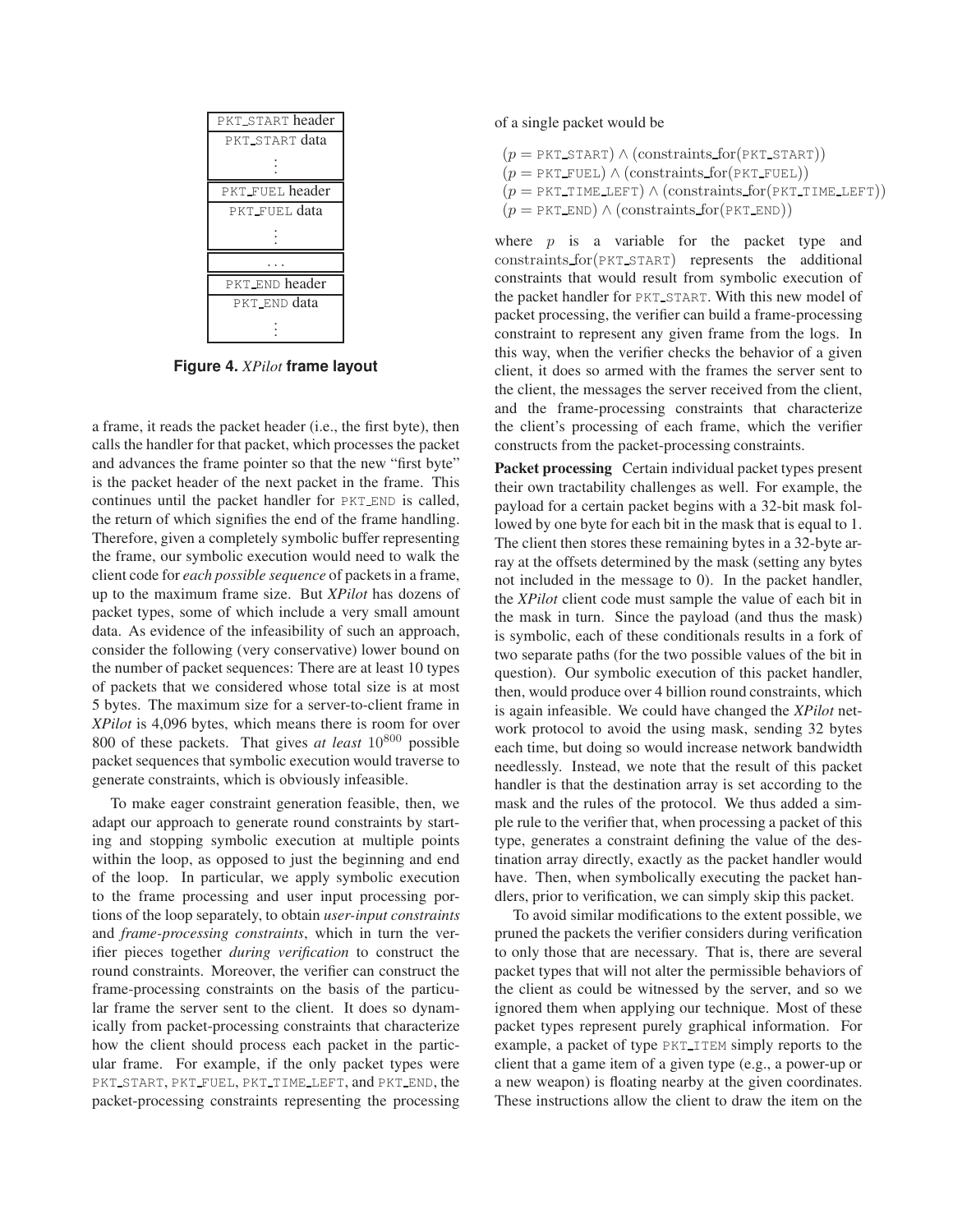| PKT_START header |
| --- |
| PKT_START data |
| ⋮ |
| PKT_FUEL header |
| PKT_FUEL data |
| ⋮ |
| ... |
| PKT_END header |
| PKT_END data |
| ⋮ |

**Figure 4.** ***XPilot*** **frame layout**

a frame, it reads the packet header (i.e., the first byte), then calls the handler for that packet, which processes the packet and advances the frame pointer so that the new "first byte" is the packet header of the next packet in the frame. This continues until the packet handler for PKT_END is called, the return of which signifies the end of the frame handling. Therefore, given a completely symbolic buffer representing the frame, our symbolic execution would need to walk the client code for *each possible sequence* of packets in a frame, up to the maximum frame size. But *XPilot* has dozens of packet types, some of which include a very small amount data. As evidence of the infeasibility of such an approach, consider the following (very conservative) lower bound on the number of packet sequences: There are at least 10 types of packets that we considered whose total size is at most 5 bytes. The maximum size for a server-to-client frame in *XPilot* is 4,096 bytes, which means there is room for over 800 of these packets. That gives *at least* $10^{800}$ possible packet sequences that symbolic execution would traverse to generate constraints, which is obviously infeasible.

To make eager constraint generation feasible, then, we adapt our approach to generate round constraints by starting and stopping symbolic execution at multiple points within the loop, as opposed to just the beginning and end of the loop. In particular, we apply symbolic execution to the frame processing and user input processing portions of the loop separately, to obtain *user-input constraints* and *frame-processing constraints*, which in turn the verifier pieces together *during verification* to construct the round constraints. Moreover, the verifier can construct the frame-processing constraints on the basis of the particular frame the server sent to the client. It does so dynamically from packet-processing constraints that characterize how the client should process each packet in the particular frame. For example, if the only packet types were PKT_START, PKT_FUEL, PKT_TIME_LEFT, and PKT_END, the packet-processing constraints representing the processing of a single packet would be

$$(p = \text{PKT\_START}) \wedge (\text{constraints\_for}(\text{PKT\_START}))$$
$$(p = \text{PKT\_FUEL}) \wedge (\text{constraints\_for}(\text{PKT\_FUEL}))$$
$$(p = \text{PKT\_TIME\_LEFT}) \wedge (\text{constraints\_for}(\text{PKT\_TIME\_LEFT}))$$
$$(p = \text{PKT\_END}) \wedge (\text{constraints\_for}(\text{PKT\_END}))$$

where $p$ is a variable for the packet type and $\text{constraints\_for}(\text{PKT\_START})$ represents the additional constraints that would result from symbolic execution of the packet handler for PKT_START. With this new model of packet processing, the verifier can build a frame-processing constraint to represent any given frame from the logs. In this way, when the verifier checks the behavior of a given client, it does so armed with the frames the server sent to the client, the messages the server received from the client, and the frame-processing constraints that characterize the client's processing of each frame, which the verifier constructs from the packet-processing constraints.

**Packet processing** Certain individual packet types present their own tractability challenges as well. For example, the payload for a certain packet begins with a 32-bit mask followed by one byte for each bit in the mask that is equal to 1. The client then stores these remaining bytes in a 32-byte array at the offsets determined by the mask (setting any bytes not included in the message to 0). In the packet handler, the *XPilot* client code must sample the value of each bit in the mask in turn. Since the payload (and thus the mask) is symbolic, each of these conditionals results in a fork of two separate paths (for the two possible values of the bit in question). Our symbolic execution of this packet handler, then, would produce over 4 billion round constraints, which is again infeasible. We could have changed the *XPilot* network protocol to avoid the using mask, sending 32 bytes each time, but doing so would increase network bandwidth needlessly. Instead, we note that the result of this packet handler is that the destination array is set according to the mask and the rules of the protocol. We thus added a simple rule to the verifier that, when processing a packet of this type, generates a constraint defining the value of the destination array directly, exactly as the packet handler would have. Then, when symbolically executing the packet handlers, prior to verification, we can simply skip this packet.

To avoid similar modifications to the extent possible, we pruned the packets the verifier considers during verification to only those that are necessary. That is, there are several packet types that will not alter the permissible behaviors of the client as could be witnessed by the server, and so we ignored them when applying our technique. Most of these packet types represent purely graphical information. For example, a packet of type PKT_ITEM simply reports to the client that a game item of a given type (e.g., a power-up or a new weapon) is floating nearby at the given coordinates. These instructions allow the client to draw the item on the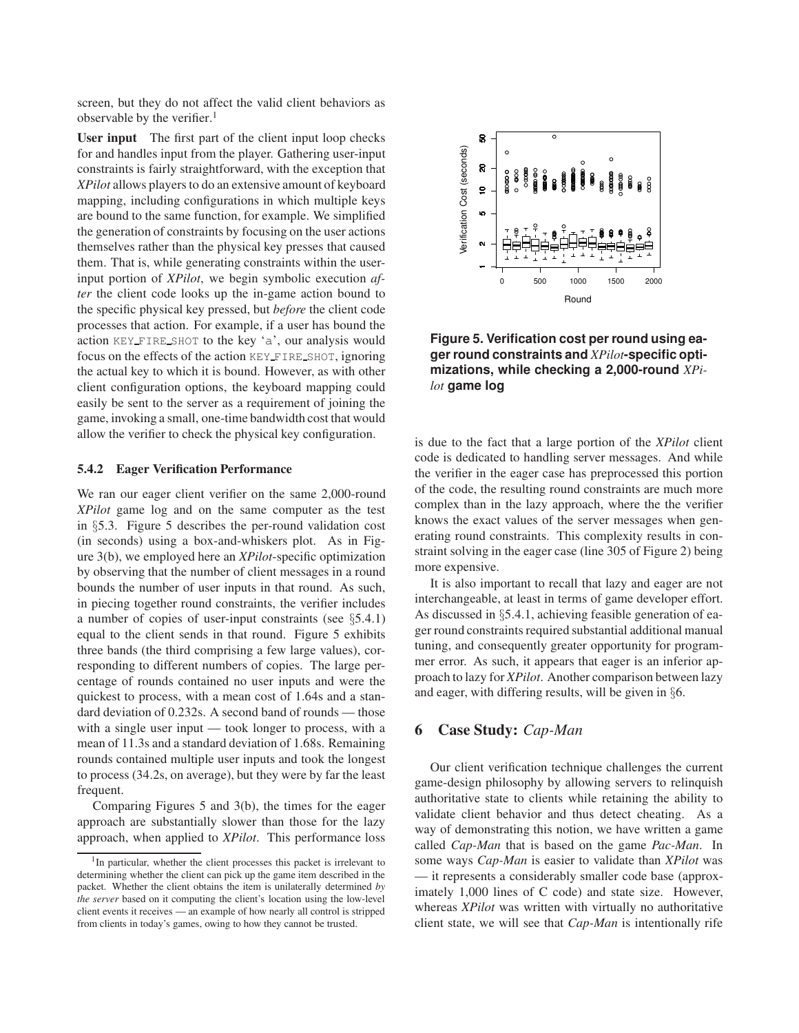screen, but they do not affect the valid client behaviors as observable by the verifier.[1]

**User input** The first part of the client input loop checks for and handles input from the player. Gathering user-input constraints is fairly straightforward, with the exception that *XPilot* allows players to do an extensive amount of keyboard mapping, including configurations in which multiple keys are bound to the same function, for example. We simplified the generation of constraints by focusing on the user actions themselves rather than the physical key presses that caused them. That is, while generating constraints within the user-input portion of *XPilot*, we begin symbolic execution *after* the client code looks up the in-game action bound to the specific physical key pressed, but *before* the client code processes that action. For example, if a user has bound the action `KEY_FIRE_SHOT` to the key 'a', our analysis would focus on the effects of the action `KEY_FIRE_SHOT`, ignoring the actual key to which it is bound. However, as with other client configuration options, the keyboard mapping could easily be sent to the server as a requirement of joining the game, invoking a small, one-time bandwidth cost that would allow the verifier to check the physical key configuration.

#### 5.4.2 Eager Verification Performance

We ran our eager client verifier on the same 2,000-round *XPilot* game log and on the same computer as the test in §5.3. Figure 5 describes the per-round validation cost (in seconds) using a box-and-whiskers plot. As in Figure 3(b), we employed here an *XPilot*-specific optimization by observing that the number of client messages in a round bounds the number of user inputs in that round. As such, in piecing together round constraints, the verifier includes a number of copies of user-input constraints (see §5.4.1) equal to the client sends in that round. Figure 5 exhibits three bands (the third comprising a few large values), corresponding to different numbers of copies. The large percentage of rounds contained no user inputs and were the quickest to process, with a mean cost of 1.64s and a standard deviation of 0.232s. A second band of rounds — those with a single user input — took longer to process, with a mean of 11.3s and a standard deviation of 1.68s. Remaining rounds contained multiple user inputs and took the longest to process (34.2s, on average), but they were by far the least frequent.

Comparing Figures 5 and 3(b), the times for the eager approach are substantially slower than those for the lazy approach, when applied to *XPilot*. This performance loss is due to the fact that a large portion of the *XPilot* client code is dedicated to handling server messages. And while the verifier in the eager case has preprocessed this portion of the code, the resulting round constraints are much more complex than in the lazy approach, where the the verifier knows the exact values of the server messages when generating round constraints. This complexity results in constraint solving in the eager case (line 305 of Figure 2) being more expensive.

**Figure 5. Verification cost per round using eager round constraints and *XPilot*-specific optimizations, while checking a 2,000-round *XPilot* game log**

It is also important to recall that lazy and eager are not interchangeable, at least in terms of game developer effort. As discussed in §5.4.1, achieving feasible generation of eager round constraints required substantial additional manual tuning, and consequently greater opportunity for programmer error. As such, it appears that eager is an inferior approach to lazy for *XPilot*. Another comparison between lazy and eager, with differing results, will be given in §6.

## 6 Case Study: *Cap-Man*

Our client verification technique challenges the current game-design philosophy by allowing servers to relinquish authoritative state to clients while retaining the ability to validate client behavior and thus detect cheating. As a way of demonstrating this notion, we have written a game called *Cap-Man* that is based on the game *Pac-Man*. In some ways *Cap-Man* is easier to validate than *XPilot* was — it represents a considerably smaller code base (approximately 1,000 lines of C code) and state size. However, whereas *XPilot* was written with virtually no authoritative client state, we will see that *Cap-Man* is intentionally rife

[1] In particular, whether the client processes this packet is irrelevant to determining whether the client can pick up the game item described in the packet. Whether the client obtains the item is unilaterally determined *by the server* based on it computing the client's location using the low-level client events it receives — an example of how nearly all control is stripped from clients in today's games, owing to how they cannot be trusted.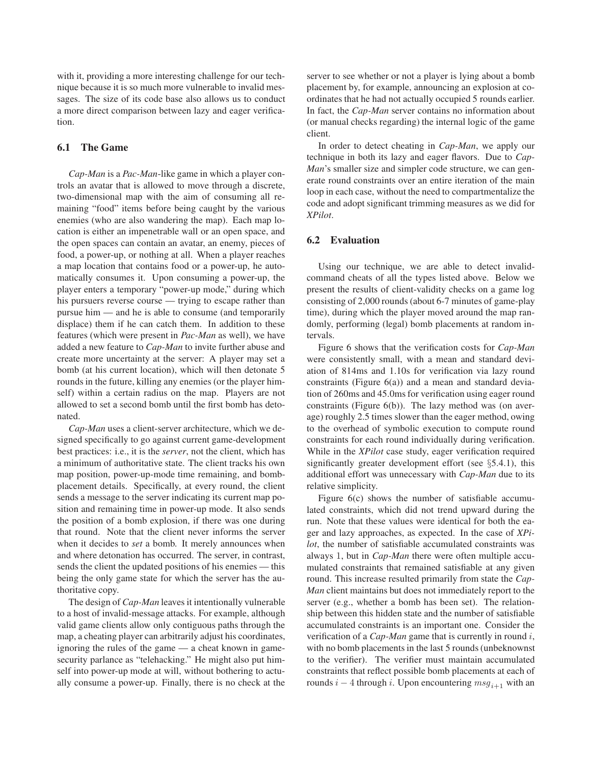with it, providing a more interesting challenge for our technique because it is so much more vulnerable to invalid messages. The size of its code base also allows us to conduct a more direct comparison between lazy and eager verification.

### 6.1 The Game

*Cap-Man* is a *Pac-Man*-like game in which a player controls an avatar that is allowed to move through a discrete, two-dimensional map with the aim of consuming all remaining "food" items before being caught by the various enemies (who are also wandering the map). Each map location is either an impenetrable wall or an open space, and the open spaces can contain an avatar, an enemy, pieces of food, a power-up, or nothing at all. When a player reaches a map location that contains food or a power-up, he automatically consumes it. Upon consuming a power-up, the player enters a temporary "power-up mode," during which his pursuers reverse course — trying to escape rather than pursue him — and he is able to consume (and temporarily displace) them if he can catch them. In addition to these features (which were present in *Pac-Man* as well), we have added a new feature to *Cap-Man* to invite further abuse and create more uncertainty at the server: A player may set a bomb (at his current location), which will then detonate 5 rounds in the future, killing any enemies (or the player himself) within a certain radius on the map. Players are not allowed to set a second bomb until the first bomb has detonated.

*Cap-Man* uses a client-server architecture, which we designed specifically to go against current game-development best practices: i.e., it is the *server*, not the client, which has a minimum of authoritative state. The client tracks his own map position, power-up-mode time remaining, and bomb-placement details. Specifically, at every round, the client sends a message to the server indicating its current map position and remaining time in power-up mode. It also sends the position of a bomb explosion, if there was one during that round. Note that the client never informs the server when it decides to *set* a bomb. It merely announces when and where detonation has occurred. The server, in contrast, sends the client the updated positions of his enemies — this being the only game state for which the server has the authoritative copy.

The design of *Cap-Man* leaves it intentionally vulnerable to a host of invalid-message attacks. For example, although valid game clients allow only contiguous paths through the map, a cheating player can arbitrarily adjust his coordinates, ignoring the rules of the game — a cheat known in game-security parlance as "telehacking." He might also put himself into power-up mode at will, without bothering to actually consume a power-up. Finally, there is no check at the server to see whether or not a player is lying about a bomb placement by, for example, announcing an explosion at coordinates that he had not actually occupied 5 rounds earlier. In fact, the *Cap-Man* server contains no information about (or manual checks regarding) the internal logic of the game client.

In order to detect cheating in *Cap-Man*, we apply our technique in both its lazy and eager flavors. Due to *Cap-Man*'s smaller size and simpler code structure, we can generate round constraints over an entire iteration of the main loop in each case, without the need to compartmentalize the code and adopt significant trimming measures as we did for *XPilot*.

### 6.2 Evaluation

Using our technique, we are able to detect invalid-command cheats of all the types listed above. Below we present the results of client-validity checks on a game log consisting of 2,000 rounds (about 6-7 minutes of game-play time), during which the player moved around the map randomly, performing (legal) bomb placements at random intervals.

Figure 6 shows that the verification costs for *Cap-Man* were consistently small, with a mean and standard deviation of 814ms and 1.10s for verification via lazy round constraints (Figure 6(a)) and a mean and standard deviation of 260ms and 45.0ms for verification using eager round constraints (Figure 6(b)). The lazy method was (on average) roughly 2.5 times slower than the eager method, owing to the overhead of symbolic execution to compute round constraints for each round individually during verification. While in the *XPilot* case study, eager verification required significantly greater development effort (see §5.4.1), this additional effort was unnecessary with *Cap-Man* due to its relative simplicity.

Figure 6(c) shows the number of satisfiable accumulated constraints, which did not trend upward during the run. Note that these values were identical for both the eager and lazy approaches, as expected. In the case of *XPilot*, the number of satisfiable accumulated constraints was always 1, but in *Cap-Man* there were often multiple accumulated constraints that remained satisfiable at any given round. This increase resulted primarily from state the *Cap-Man* client maintains but does not immediately report to the server (e.g., whether a bomb has been set). The relationship between this hidden state and the number of satisfiable accumulated constraints is an important one. Consider the verification of a *Cap-Man* game that is currently in round $i$, with no bomb placements in the last 5 rounds (unbeknownst to the verifier). The verifier must maintain accumulated constraints that reflect possible bomb placements at each of rounds $i-4$ through $i$. Upon encountering $msg_{i+1}$ with an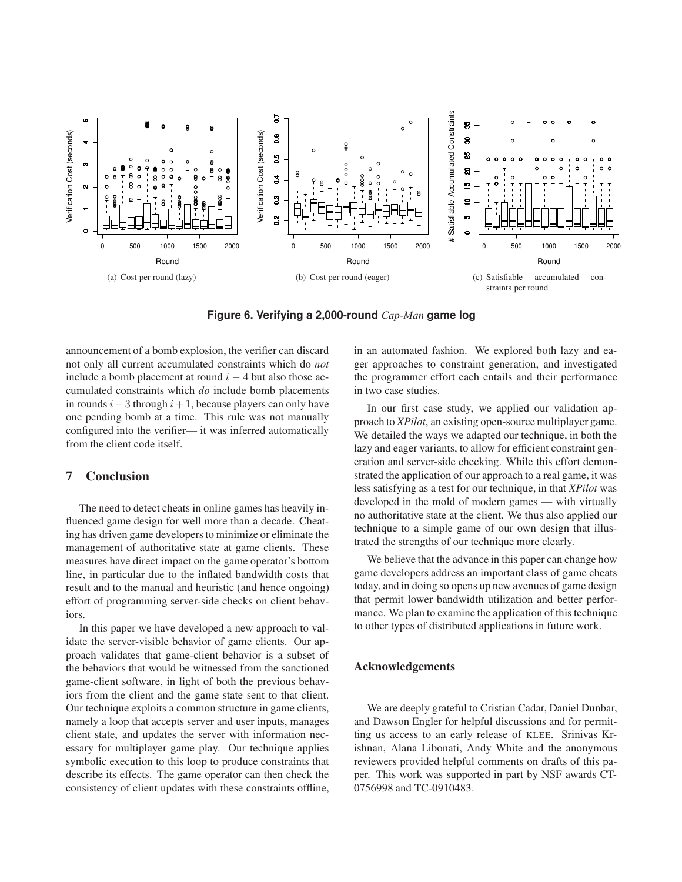(a) Cost per round (lazy)

(b) Cost per round (eager)

(c) Satisfiable accumulated constraints per round

**Figure 6. Verifying a 2,000-round *Cap-Man* game log**

announcement of a bomb explosion, the verifier can discard not only all current accumulated constraints which do *not* include a bomb placement at round $i - 4$ but also those accumulated constraints which *do* include bomb placements in rounds $i - 3$ through $i + 1$, because players can only have one pending bomb at a time. This rule was not manually configured into the verifier— it was inferred automatically from the client code itself.

## 7 Conclusion

The need to detect cheats in online games has heavily influenced game design for well more than a decade. Cheating has driven game developers to minimize or eliminate the management of authoritative state at game clients. These measures have direct impact on the game operator's bottom line, in particular due to the inflated bandwidth costs that result and to the manual and heuristic (and hence ongoing) effort of programming server-side checks on client behaviors.

In this paper we have developed a new approach to validate the server-visible behavior of game clients. Our approach validates that game-client behavior is a subset of the behaviors that would be witnessed from the sanctioned game-client software, in light of both the previous behaviors from the client and the game state sent to that client. Our technique exploits a common structure in game clients, namely a loop that accepts server and user inputs, manages client state, and updates the server with information necessary for multiplayer game play. Our technique applies symbolic execution to this loop to produce constraints that describe its effects. The game operator can then check the consistency of client updates with these constraints offline, in an automated fashion. We explored both lazy and eager approaches to constraint generation, and investigated the programmer effort each entails and their performance in two case studies.

In our first case study, we applied our validation approach to *XPilot*, an existing open-source multiplayer game. We detailed the ways we adapted our technique, in both the lazy and eager variants, to allow for efficient constraint generation and server-side checking. While this effort demonstrated the application of our approach to a real game, it was less satisfying as a test for our technique, in that *XPilot* was developed in the mold of modern games — with virtually no authoritative state at the client. We thus also applied our technique to a simple game of our own design that illustrated the strengths of our technique more clearly.

We believe that the advance in this paper can change how game developers address an important class of game cheats today, and in doing so opens up new avenues of game design that permit lower bandwidth utilization and better performance. We plan to examine the application of this technique to other types of distributed applications in future work.

### Acknowledgements

We are deeply grateful to Cristian Cadar, Daniel Dunbar, and Dawson Engler for helpful discussions and for permitting us access to an early release of KLEE. Srinivas Krishnan, Alana Libonati, Andy White and the anonymous reviewers provided helpful comments on drafts of this paper. This work was supported in part by NSF awards CT-0756998 and TC-0910483.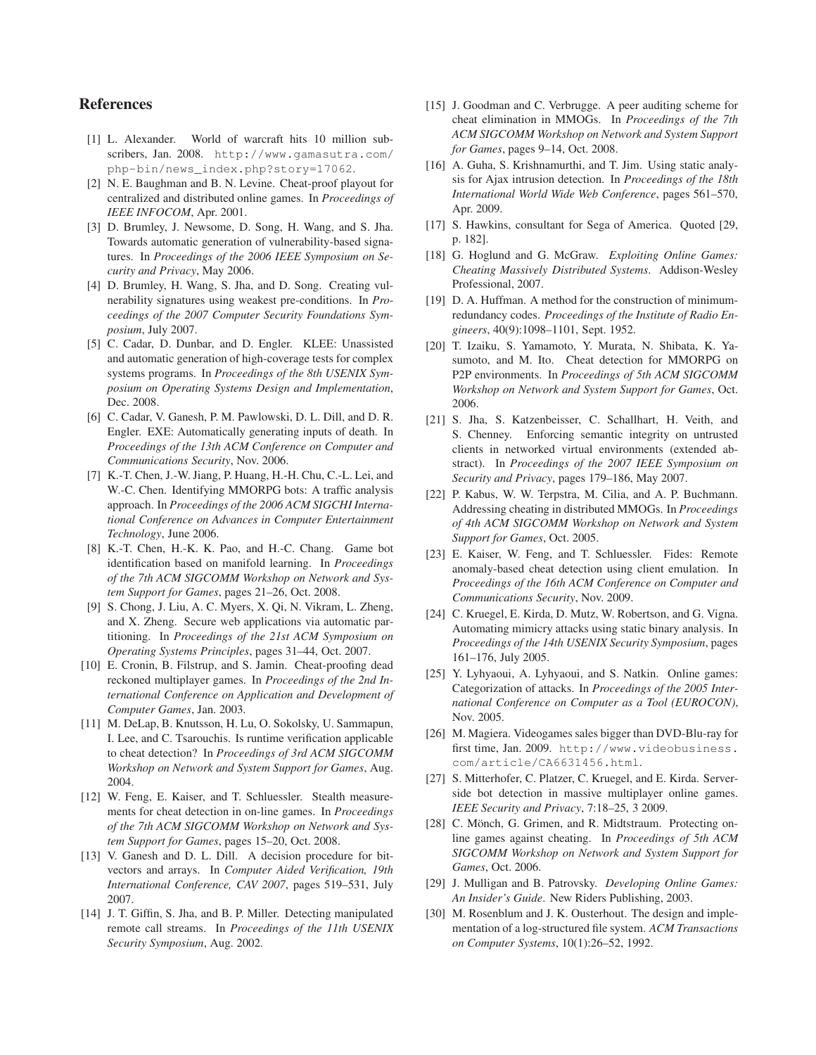## References

[1] L. Alexander. World of warcraft hits 10 million subscribers, Jan. 2008. http://www.gamasutra.com/php-bin/news_index.php?story=17062.

[2] N. E. Baughman and B. N. Levine. Cheat-proof playout for centralized and distributed online games. In *Proceedings of IEEE INFOCOM*, Apr. 2001.

[3] D. Brumley, J. Newsome, D. Song, H. Wang, and S. Jha. Towards automatic generation of vulnerability-based signatures. In *Proceedings of the 2006 IEEE Symposium on Security and Privacy*, May 2006.

[4] D. Brumley, H. Wang, S. Jha, and D. Song. Creating vulnerability signatures using weakest pre-conditions. In *Proceedings of the 2007 Computer Security Foundations Symposium*, July 2007.

[5] C. Cadar, D. Dunbar, and D. Engler. KLEE: Unassisted and automatic generation of high-coverage tests for complex systems programs. In *Proceedings of the 8th USENIX Symposium on Operating Systems Design and Implementation*, Dec. 2008.

[6] C. Cadar, V. Ganesh, P. M. Pawlowski, D. L. Dill, and D. R. Engler. EXE: Automatically generating inputs of death. In *Proceedings of the 13th ACM Conference on Computer and Communications Security*, Nov. 2006.

[7] K.-T. Chen, J.-W. Jiang, P. Huang, H.-H. Chu, C.-L. Lei, and W.-C. Chen. Identifying MMORPG bots: A traffic analysis approach. In *Proceedings of the 2006 ACM SIGCHI International Conference on Advances in Computer Entertainment Technology*, June 2006.

[8] K.-T. Chen, H.-K. K. Pao, and H.-C. Chang. Game bot identification based on manifold learning. In *Proceedings of the 7th ACM SIGCOMM Workshop on Network and System Support for Games*, pages 21–26, Oct. 2008.

[9] S. Chong, J. Liu, A. C. Myers, X. Qi, N. Vikram, L. Zheng, and X. Zheng. Secure web applications via automatic partitioning. In *Proceedings of the 21st ACM Symposium on Operating Systems Principles*, pages 31–44, Oct. 2007.

[10] E. Cronin, B. Filstrup, and S. Jamin. Cheat-proofing dead reckoned multiplayer games. In *Proceedings of the 2nd International Conference on Application and Development of Computer Games*, Jan. 2003.

[11] M. DeLap, B. Knutsson, H. Lu, O. Sokolsky, U. Sammapun, I. Lee, and C. Tsarouchis. Is runtime verification applicable to cheat detection? In *Proceedings of 3rd ACM SIGCOMM Workshop on Network and System Support for Games*, Aug. 2004.

[12] W. Feng, E. Kaiser, and T. Schluessler. Stealth measurements for cheat detection in on-line games. In *Proceedings of the 7th ACM SIGCOMM Workshop on Network and System Support for Games*, pages 15–20, Oct. 2008.

[13] V. Ganesh and D. L. Dill. A decision procedure for bit-vectors and arrays. In *Computer Aided Verification, 19th International Conference, CAV 2007*, pages 519–531, July 2007.

[14] J. T. Giffin, S. Jha, and B. P. Miller. Detecting manipulated remote call streams. In *Proceedings of the 11th USENIX Security Symposium*, Aug. 2002.

[15] J. Goodman and C. Verbrugge. A peer auditing scheme for cheat elimination in MMOGs. In *Proceedings of the 7th ACM SIGCOMM Workshop on Network and System Support for Games*, pages 9–14, Oct. 2008.

[16] A. Guha, S. Krishnamurthi, and T. Jim. Using static analysis for Ajax intrusion detection. In *Proceedings of the 18th International World Wide Web Conference*, pages 561–570, Apr. 2009.

[17] S. Hawkins, consultant for Sega of America. Quoted [29, p. 182].

[18] G. Hoglund and G. McGraw. *Exploiting Online Games: Cheating Massively Distributed Systems*. Addison-Wesley Professional, 2007.

[19] D. A. Huffman. A method for the construction of minimum-redundancy codes. *Proceedings of the Institute of Radio Engineers*, 40(9):1098–1101, Sept. 1952.

[20] T. Izaiku, S. Yamamoto, Y. Murata, N. Shibata, K. Yasumoto, and M. Ito. Cheat detection for MMORPG on P2P environments. In *Proceedings of 5th ACM SIGCOMM Workshop on Network and System Support for Games*, Oct. 2006.

[21] S. Jha, S. Katzenbeisser, C. Schallhart, H. Veith, and S. Chenney. Enforcing semantic integrity on untrusted clients in networked virtual environments (extended abstract). In *Proceedings of the 2007 IEEE Symposium on Security and Privacy*, pages 179–186, May 2007.

[22] P. Kabus, W. W. Terpstra, M. Cilia, and A. P. Buchmann. Addressing cheating in distributed MMOGs. In *Proceedings of 4th ACM SIGCOMM Workshop on Network and System Support for Games*, Oct. 2005.

[23] E. Kaiser, W. Feng, and T. Schluessler. Fides: Remote anomaly-based cheat detection using client emulation. In *Proceedings of the 16th ACM Conference on Computer and Communications Security*, Nov. 2009.

[24] C. Kruegel, E. Kirda, D. Mutz, W. Robertson, and G. Vigna. Automating mimicry attacks using static binary analysis. In *Proceedings of the 14th USENIX Security Symposium*, pages 161–176, July 2005.

[25] Y. Lyhyaoui, A. Lyhyaoui, and S. Natkin. Online games: Categorization of attacks. In *Proceedings of the 2005 International Conference on Computer as a Tool (EUROCON)*, Nov. 2005.

[26] M. Magiera. Videogames sales bigger than DVD-Blu-ray for first time, Jan. 2009. http://www.videobusiness.com/article/CA6631456.html.

[27] S. Mitterhofer, C. Platzer, C. Kruegel, and E. Kirda. Server-side bot detection in massive multiplayer online games. *IEEE Security and Privacy*, 7:18–25, 3 2009.

[28] C. Mönch, G. Grimen, and R. Midtstraum. Protecting online games against cheating. In *Proceedings of 5th ACM SIGCOMM Workshop on Network and System Support for Games*, Oct. 2006.

[29] J. Mulligan and B. Patrovsky. *Developing Online Games: An Insider's Guide*. New Riders Publishing, 2003.

[30] M. Rosenblum and J. K. Ousterhout. The design and implementation of a log-structured file system. *ACM Transactions on Computer Systems*, 10(1):26–52, 1992.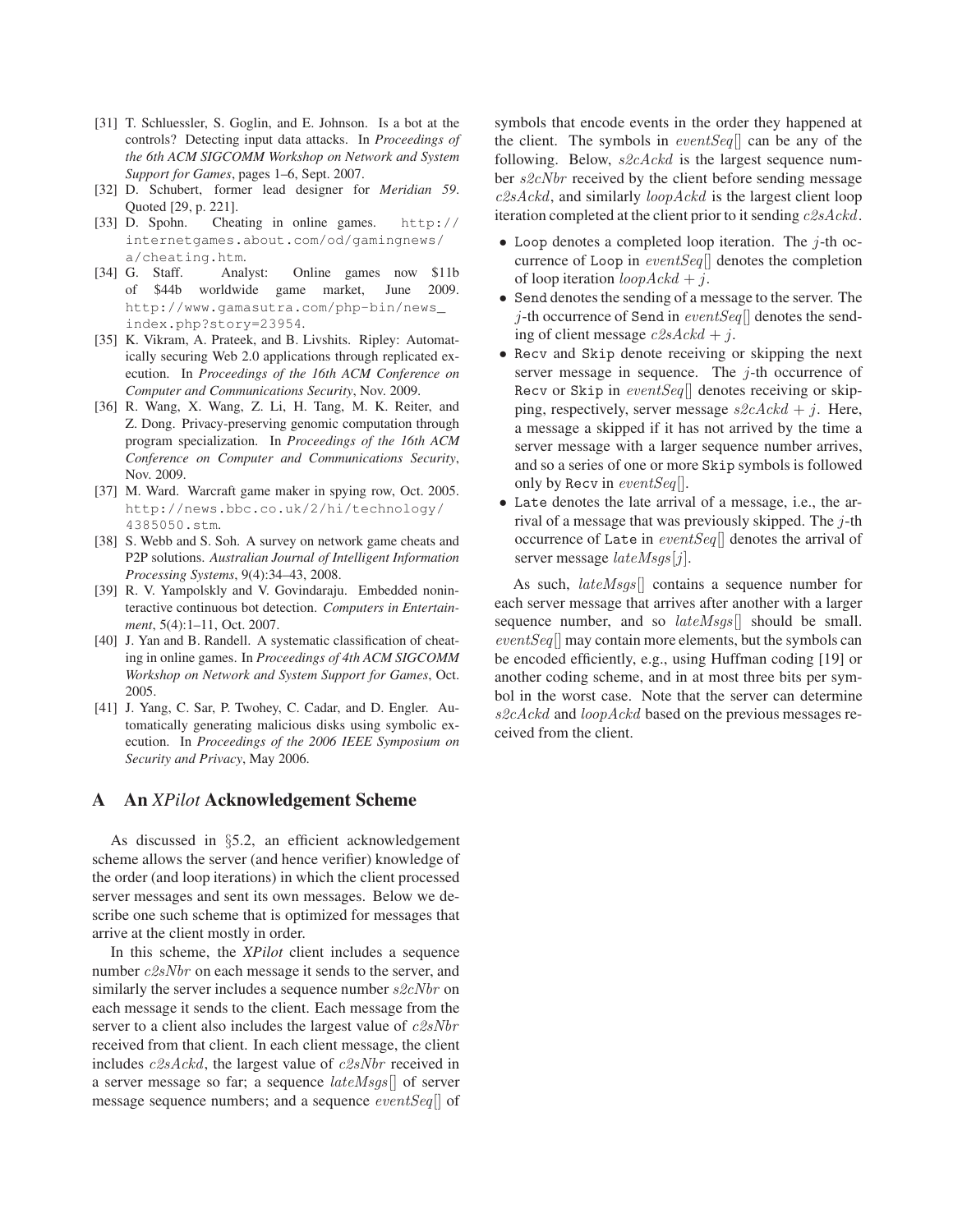[31] T. Schluessler, S. Goglin, and E. Johnson. Is a bot at the controls? Detecting input data attacks. In *Proceedings of the 6th ACM SIGCOMM Workshop on Network and System Support for Games*, pages 1–6, Sept. 2007.

[32] D. Schubert, former lead designer for *Meridian 59*. Quoted [29, p. 221].

[33] D. Spohn. Cheating in online games. `http://internetgames.about.com/od/gamingnews/a/cheating.htm`.

[34] G. Staff. Analyst: Online games now $11b of $44b worldwide game market, June 2009. `http://www.gamasutra.com/php-bin/news_index.php?story=23954`.

[35] K. Vikram, A. Prateek, and B. Livshits. Ripley: Automatically securing Web 2.0 applications through replicated execution. In *Proceedings of the 16th ACM Conference on Computer and Communications Security*, Nov. 2009.

[36] R. Wang, X. Wang, Z. Li, H. Tang, M. K. Reiter, and Z. Dong. Privacy-preserving genomic computation through program specialization. In *Proceedings of the 16th ACM Conference on Computer and Communications Security*, Nov. 2009.

[37] M. Ward. Warcraft game maker in spying row, Oct. 2005. `http://news.bbc.co.uk/2/hi/technology/4385050.stm`.

[38] S. Webb and S. Soh. A survey on network game cheats and P2P solutions. *Australian Journal of Intelligent Information Processing Systems*, 9(4):34–43, 2008.

[39] R. V. Yampolskly and V. Govindaraju. Embedded noninteractive continuous bot detection. *Computers in Entertainment*, 5(4):1–11, Oct. 2007.

[40] J. Yan and B. Randell. A systematic classification of cheating in online games. In *Proceedings of 4th ACM SIGCOMM Workshop on Network and System Support for Games*, Oct. 2005.

[41] J. Yang, C. Sar, P. Twohey, C. Cadar, and D. Engler. Automatically generating malicious disks using symbolic execution. In *Proceedings of the 2006 IEEE Symposium on Security and Privacy*, May 2006.

## A An *XPilot* Acknowledgement Scheme

As discussed in §5.2, an efficient acknowledgement scheme allows the server (and hence verifier) knowledge of the order (and loop iterations) in which the client processed server messages and sent its own messages. Below we describe one such scheme that is optimized for messages that arrive at the client mostly in order.

In this scheme, the *XPilot* client includes a sequence number $c2sNbr$ on each message it sends to the server, and similarly the server includes a sequence number $s2cNbr$ on each message it sends to the client. Each message from the server to a client also includes the largest value of $c2sNbr$ received from that client. In each client message, the client includes $c2sAckd$, the largest value of $c2sNbr$ received in a server message so far; a sequence $lateMsgs[]$ of server message sequence numbers; and a sequence $eventSeq[]$ of symbols that encode events in the order they happened at the client. The symbols in $eventSeq[]$ can be any of the following. Below, $s2cAckd$ is the largest sequence number $s2cNbr$ received by the client before sending message $c2sAckd$, and similarly $loopAckd$ is the largest client loop iteration completed at the client prior to it sending $c2sAckd$.

- `Loop` denotes a completed loop iteration. The $j$-th occurrence of `Loop` in $eventSeq[]$ denotes the completion of loop iteration $loopAckd + j$.
- `Send` denotes the sending of a message to the server. The $j$-th occurrence of `Send` in $eventSeq[]$ denotes the sending of client message $c2sAckd + j$.
- `Recv` and `Skip` denote receiving or skipping the next server message in sequence. The $j$-th occurrence of `Recv` or `Skip` in $eventSeq[]$ denotes receiving or skipping, respectively, server message $s2cAckd + j$. Here, a message a skipped if it has not arrived by the time a server message with a larger sequence number arrives, and so a series of one or more `Skip` symbols is followed only by `Recv` in $eventSeq[]$.
- `Late` denotes the late arrival of a message, i.e., the arrival of a message that was previously skipped. The $j$-th occurrence of `Late` in $eventSeq[]$ denotes the arrival of server message $lateMsgs[j]$.

As such, $lateMsgs[]$ contains a sequence number for each server message that arrives after another with a larger sequence number, and so $lateMsgs[]$ should be small. $eventSeq[]$ may contain more elements, but the symbols can be encoded efficiently, e.g., using Huffman coding [19] or another coding scheme, and in at most three bits per symbol in the worst case. Note that the server can determine $s2cAckd$ and $loopAckd$ based on the previous messages received from the client.